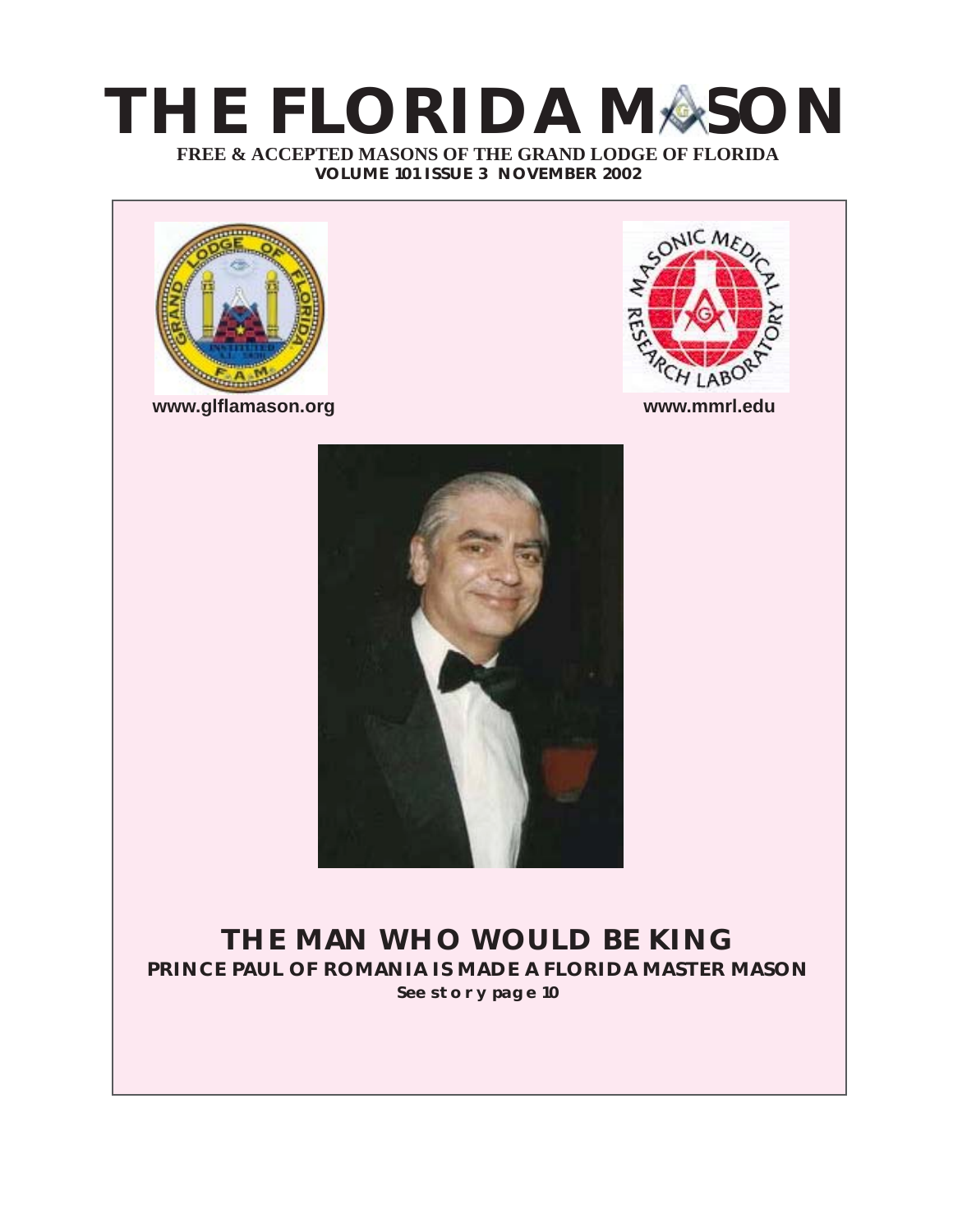# THE FLORIDA MASON

**FREE & ACCEPTED MASONS OF THE GRAND LODGE OF FLORIDA**

**VOLUME 101 ISSUE 3 NOVEMBER 2002**

www.glflamason.org

www.mmrl.edu

## THE MAN WHO WOULD BE KING

**PRINCE PAUL OF ROMANIA IS MADE A FLORIDA MASTER MASON**

**See story page 10**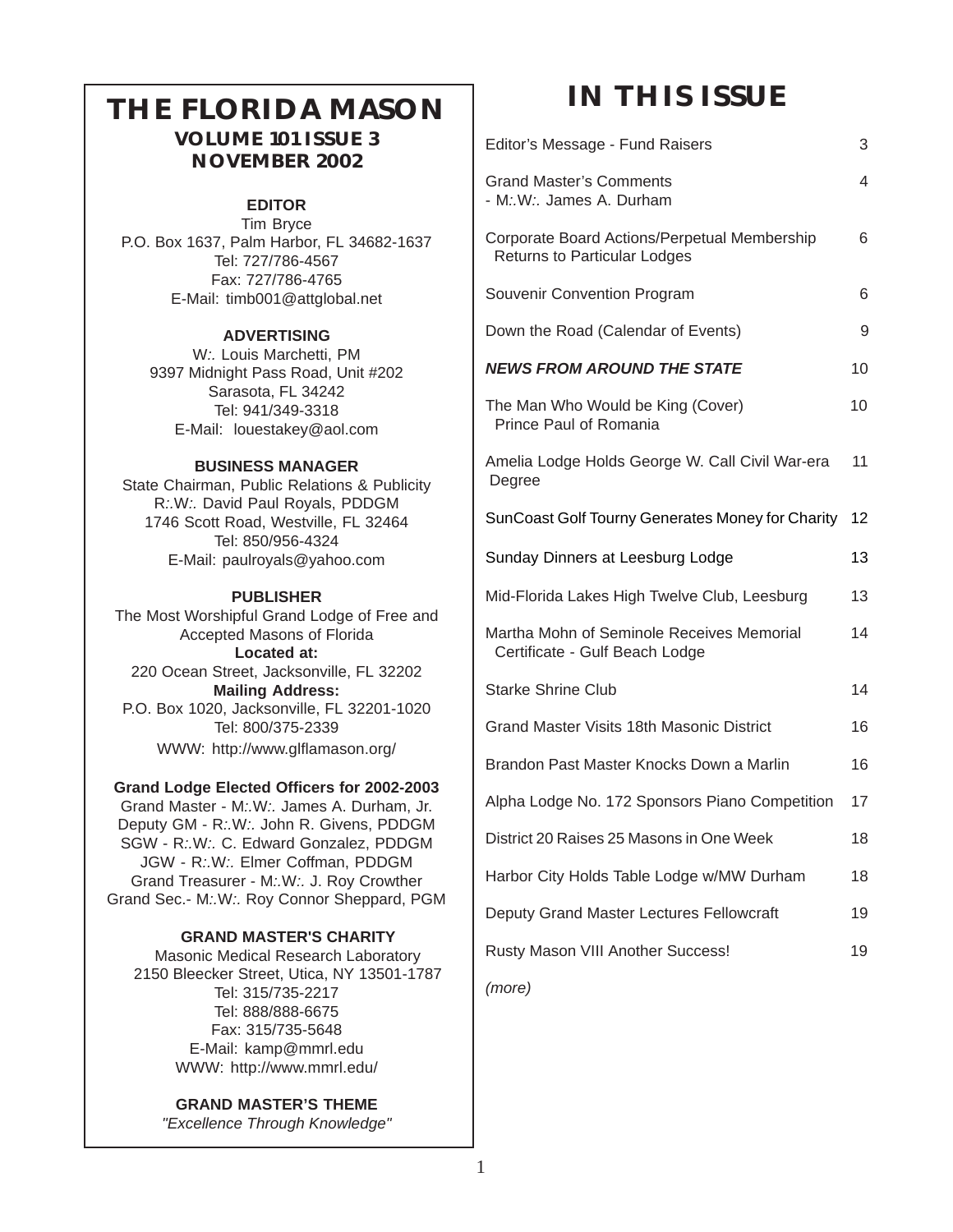# THE FLORIDA MASON

**VOLUME 101 ISSUE 3**
**NOVEMBER 2002**

**EDITOR**
Tim Bryce
P.O. Box 1637, Palm Harbor, FL 34682-1637
Tel: 727/786-4567
Fax: 727/786-4765
E-Mail: timb001@attglobal.net

**ADVERTISING**
W:. Louis Marchetti, PM
9397 Midnight Pass Road, Unit #202
Sarasota, FL 34242
Tel: 941/349-3318
E-Mail: louestakey@aol.com

**BUSINESS MANAGER**
State Chairman, Public Relations & Publicity
R:.W:. David Paul Royals, PDDGM
1746 Scott Road, Westville, FL 32464
Tel: 850/956-4324
E-Mail: paulroyals@yahoo.com

**PUBLISHER**
The Most Worshipful Grand Lodge of Free and Accepted Masons of Florida
**Located at:**
220 Ocean Street, Jacksonville, FL 32202
**Mailing Address:**
P.O. Box 1020, Jacksonville, FL 32201-1020
Tel: 800/375-2339
WWW: http://www.glflamason.org/

**Grand Lodge Elected Officers for 2002-2003**
Grand Master - M:.W:. James A. Durham, Jr.
Deputy GM - R:.W:. John R. Givens, PDDGM
SGW - R:.W:. C. Edward Gonzalez, PDDGM
JGW - R:.W:. Elmer Coffman, PDDGM
Grand Treasurer - M:.W:. J. Roy Crowther
Grand Sec.- M:.W:. Roy Connor Sheppard, PGM

**GRAND MASTER'S CHARITY**
Masonic Medical Research Laboratory
2150 Bleecker Street, Utica, NY 13501-1787
Tel: 315/735-2217
Tel: 888/888-6675
Fax: 315/735-5648
E-Mail: kamp@mmrl.edu
WWW: http://www.mmrl.edu/

**GRAND MASTER'S THEME**
*"Excellence Through Knowledge"*

# IN THIS ISSUE

| | |
|---|---|
| Editor's Message - Fund Raisers | 3 |
| Grand Master's Comments - M:.W:. James A. Durham | 4 |
| Corporate Board Actions/Perpetual Membership Returns to Particular Lodges | 6 |
| Souvenir Convention Program | 6 |
| Down the Road (Calendar of Events) | 9 |
| ***NEWS FROM AROUND THE STATE*** | 10 |
| The Man Who Would be King (Cover) Prince Paul of Romania | 10 |
| Amelia Lodge Holds George W. Call Civil War-era Degree | 11 |
| SunCoast Golf Tourny Generates Money for Charity | 12 |
| Sunday Dinners at Leesburg Lodge | 13 |
| Mid-Florida Lakes High Twelve Club, Leesburg | 13 |
| Martha Mohn of Seminole Receives Memorial Certificate - Gulf Beach Lodge | 14 |
| Starke Shrine Club | 14 |
| Grand Master Visits 18th Masonic District | 16 |
| Brandon Past Master Knocks Down a Marlin | 16 |
| Alpha Lodge No. 172 Sponsors Piano Competition | 17 |
| District 20 Raises 25 Masons in One Week | 18 |
| Harbor City Holds Table Lodge w/MW Durham | 18 |
| Deputy Grand Master Lectures Fellowcraft | 19 |
| Rusty Mason VIII Another Success! | 19 |

*(more)*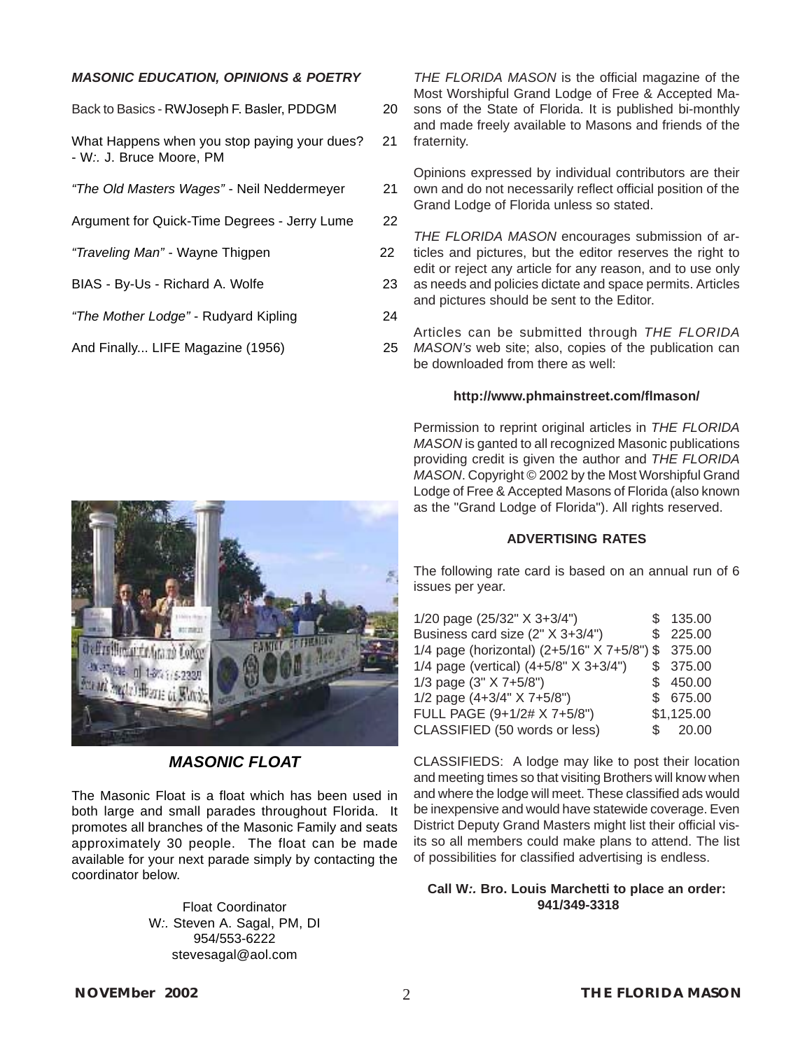### *MASONIC EDUCATION, OPINIONS & POETRY*

| | |
|---|---|
| Back to Basics - RWJoseph F. Basler, PDDGM | 20 |
| What Happens when you stop paying your dues? - W:. J. Bruce Moore, PM | 21 |
| *"The Old Masters Wages"* - Neil Neddermeyer | 21 |
| Argument for Quick-Time Degrees - Jerry Lume | 22 |
| *"Traveling Man"* - Wayne Thigpen | 22 |
| BIAS - By-Us - Richard A. Wolfe | 23 |
| *"The Mother Lodge"* - Rudyard Kipling | 24 |
| And Finally... LIFE Magazine (1956) | 25 |

*THE FLORIDA MASON* is the official magazine of the Most Worshipful Grand Lodge of Free & Accepted Masons of the State of Florida. It is published bi-monthly and made freely available to Masons and friends of the fraternity.

Opinions expressed by individual contributors are their own and do not necessarily reflect official position of the Grand Lodge of Florida unless so stated.

*THE FLORIDA MASON* encourages submission of articles and pictures, but the editor reserves the right to edit or reject any article for any reason, and to use only as needs and policies dictate and space permits. Articles and pictures should be sent to the Editor.

Articles can be submitted through *THE FLORIDA MASON's* web site; also, copies of the publication can be downloaded from there as well:

**http://www.phmainstreet.com/flmason/**

Permission to reprint original articles in *THE FLORIDA MASON* is ganted to all recognized Masonic publications providing credit is given the author and *THE FLORIDA MASON*. Copyright © 2002 by the Most Worshipful Grand Lodge of Free & Accepted Masons of Florida (also known as the "Grand Lodge of Florida"). All rights reserved.

### ADVERTISING RATES

The following rate card is based on an annual run of 6 issues per year.

| | |
|---|---|
| 1/20 page (25/32" X 3+3/4") | $ 135.00 |
| Business card size (2" X 3+3/4") | $ 225.00 |
| 1/4 page (horizontal) (2+5/16" X 7+5/8") | $ 375.00 |
| 1/4 page (vertical) (4+5/8" X 3+3/4") | $ 375.00 |
| 1/3 page (3" X 7+5/8") | $ 450.00 |
| 1/2 page (4+3/4" X 7+5/8") | $ 675.00 |
| FULL PAGE (9+1/2# X 7+5/8") | $1,125.00 |
| CLASSIFIED (50 words or less) | $ 20.00 |

CLASSIFIEDS: A lodge may like to post their location and meeting times so that visiting Brothers will know when and where the lodge will meet. These classified ads would be inexpensive and would have statewide coverage. Even District Deputy Grand Masters might list their official visits so all members could make plans to attend. The list of possibilities for classified advertising is endless.

**Call W:. Bro. Louis Marchetti to place an order: 941/349-3318**

### *MASONIC FLOAT*

The Masonic Float is a float which has been used in both large and small parades throughout Florida. It promotes all branches of the Masonic Family and seats approximately 30 people. The float can be made available for your next parade simply by contacting the coordinator below.

Float Coordinator
W:. Steven A. Sagal, PM, DI
954/553-6222
stevesagal@aol.com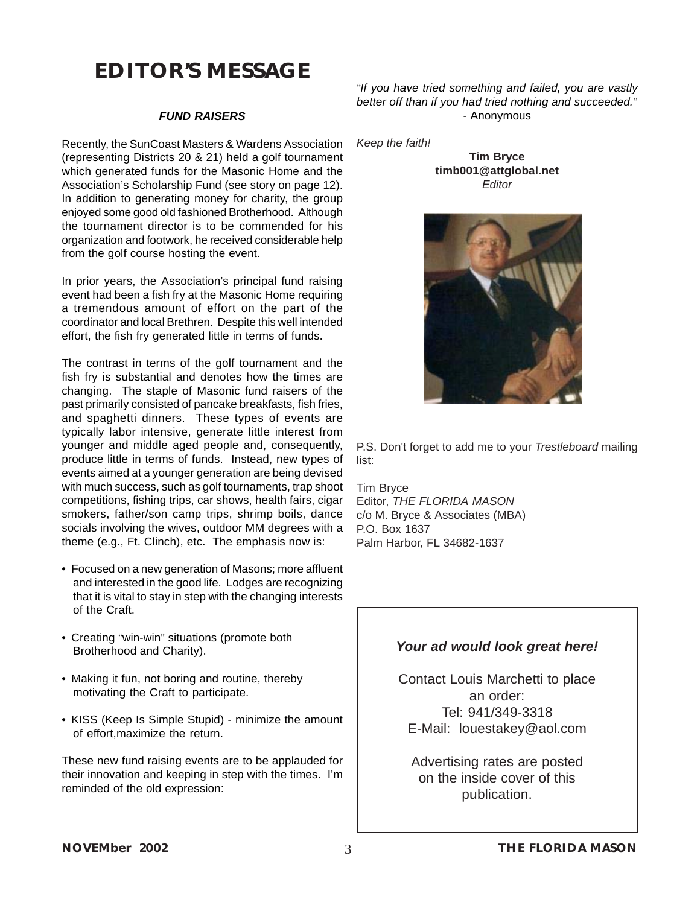# EDITOR'S MESSAGE

***FUND RAISERS***

Recently, the SunCoast Masters & Wardens Association (representing Districts 20 & 21) held a golf tournament which generated funds for the Masonic Home and the Association's Scholarship Fund (see story on page 12). In addition to generating money for charity, the group enjoyed some good old fashioned Brotherhood. Although the tournament director is to be commended for his organization and footwork, he received considerable help from the golf course hosting the event.

In prior years, the Association's principal fund raising event had been a fish fry at the Masonic Home requiring a tremendous amount of effort on the part of the coordinator and local Brethren. Despite this well intended effort, the fish fry generated little in terms of funds.

The contrast in terms of the golf tournament and the fish fry is substantial and denotes how the times are changing. The staple of Masonic fund raisers of the past primarily consisted of pancake breakfasts, fish fries, and spaghetti dinners. These types of events are typically labor intensive, generate little interest from younger and middle aged people and, consequently, produce little in terms of funds. Instead, new types of events aimed at a younger generation are being devised with much success, such as golf tournaments, trap shoot competitions, fishing trips, car shows, health fairs, cigar smokers, father/son camp trips, shrimp boils, dance socials involving the wives, outdoor MM degrees with a theme (e.g., Ft. Clinch), etc. The emphasis now is:

- Focused on a new generation of Masons; more affluent and interested in the good life. Lodges are recognizing that it is vital to stay in step with the changing interests of the Craft.
- Creating "win-win" situations (promote both Brotherhood and Charity).
- Making it fun, not boring and routine, thereby motivating the Craft to participate.
- KISS (Keep Is Simple Stupid) - minimize the amount of effort,maximize the return.

These new fund raising events are to be applauded for their innovation and keeping in step with the times. I'm reminded of the old expression:

*"If you have tried something and failed, you are vastly better off than if you had tried nothing and succeeded."*
- Anonymous

*Keep the faith!*

**Tim Bryce**
**timb001@attglobal.net**
*Editor*

P.S. Don't forget to add me to your *Trestleboard* mailing list:

Tim Bryce
Editor, *THE FLORIDA MASON*
c/o M. Bryce & Associates (MBA)
P.O. Box 1637
Palm Harbor, FL 34682-1637

***Your ad would look great here!***

Contact Louis Marchetti to place an order:
Tel: 941/349-3318
E-Mail: louestakey@aol.com

Advertising rates are posted on the inside cover of this publication.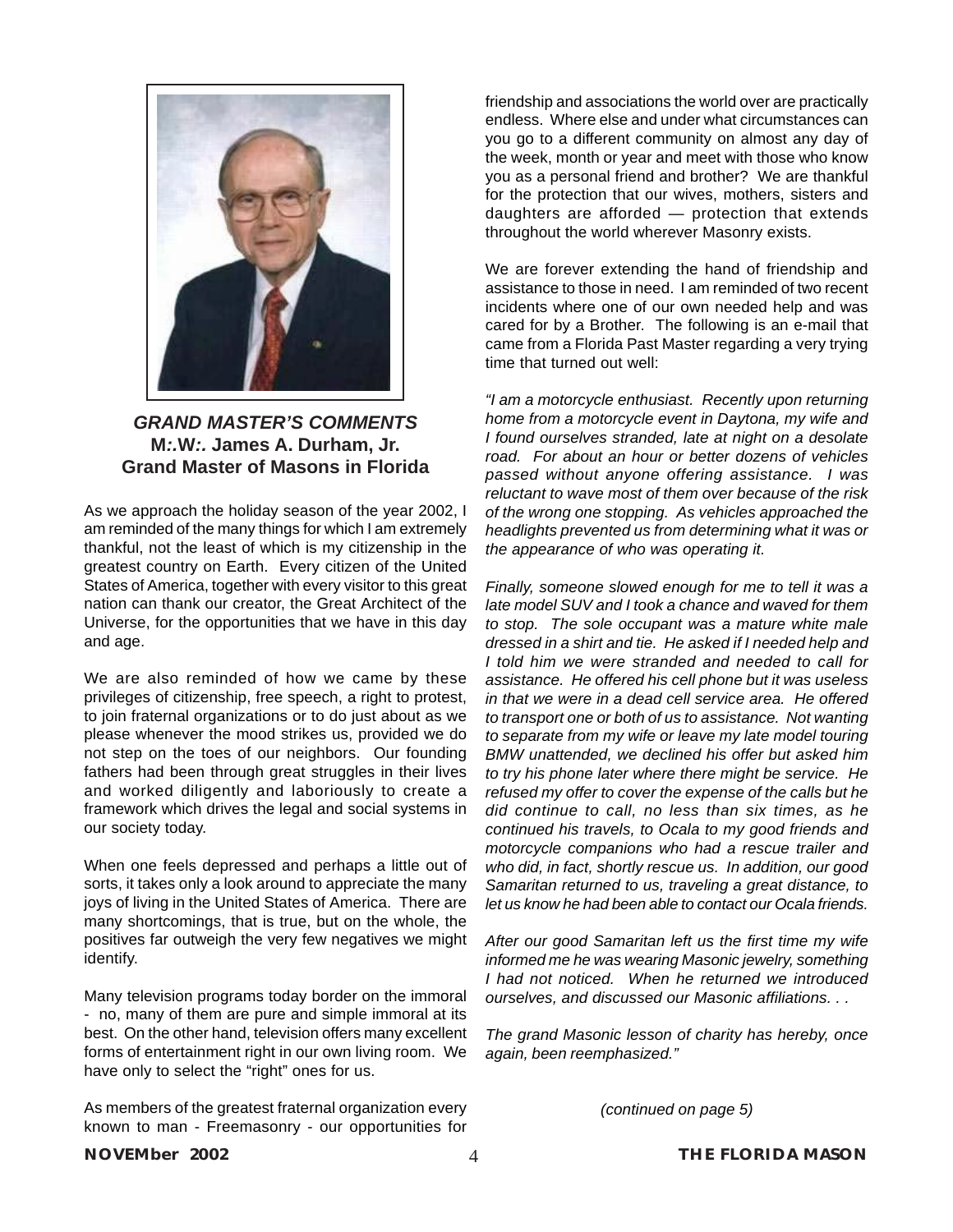### *GRAND MASTER'S COMMENTS*

**M:.W:. James A. Durham, Jr.**
**Grand Master of Masons in Florida**

As we approach the holiday season of the year 2002, I am reminded of the many things for which I am extremely thankful, not the least of which is my citizenship in the greatest country on Earth. Every citizen of the United States of America, together with every visitor to this great nation can thank our creator, the Great Architect of the Universe, for the opportunities that we have in this day and age.

We are also reminded of how we came by these privileges of citizenship, free speech, a right to protest, to join fraternal organizations or to do just about as we please whenever the mood strikes us, provided we do not step on the toes of our neighbors. Our founding fathers had been through great struggles in their lives and worked diligently and laboriously to create a framework which drives the legal and social systems in our society today.

When one feels depressed and perhaps a little out of sorts, it takes only a look around to appreciate the many joys of living in the United States of America. There are many shortcomings, that is true, but on the whole, the positives far outweigh the very few negatives we might identify.

Many television programs today border on the immoral - no, many of them are pure and simple immoral at its best. On the other hand, television offers many excellent forms of entertainment right in our own living room. We have only to select the "right" ones for us.

As members of the greatest fraternal organization every known to man - Freemasonry - our opportunities for friendship and associations the world over are practically endless. Where else and under what circumstances can you go to a different community on almost any day of the week, month or year and meet with those who know you as a personal friend and brother? We are thankful for the protection that our wives, mothers, sisters and daughters are afforded — protection that extends throughout the world wherever Masonry exists.

We are forever extending the hand of friendship and assistance to those in need. I am reminded of two recent incidents where one of our own needed help and was cared for by a Brother. The following is an e-mail that came from a Florida Past Master regarding a very trying time that turned out well:

*"I am a motorcycle enthusiast. Recently upon returning home from a motorcycle event in Daytona, my wife and I found ourselves stranded, late at night on a desolate road. For about an hour or better dozens of vehicles passed without anyone offering assistance. I was reluctant to wave most of them over because of the risk of the wrong one stopping. As vehicles approached the headlights prevented us from determining what it was or the appearance of who was operating it.*

*Finally, someone slowed enough for me to tell it was a late model SUV and I took a chance and waved for them to stop. The sole occupant was a mature white male dressed in a shirt and tie. He asked if I needed help and I told him we were stranded and needed to call for assistance. He offered his cell phone but it was useless in that we were in a dead cell service area. He offered to transport one or both of us to assistance. Not wanting to separate from my wife or leave my late model touring BMW unattended, we declined his offer but asked him to try his phone later where there might be service. He refused my offer to cover the expense of the calls but he did continue to call, no less than six times, as he continued his travels, to Ocala to my good friends and motorcycle companions who had a rescue trailer and who did, in fact, shortly rescue us. In addition, our good Samaritan returned to us, traveling a great distance, to let us know he had been able to contact our Ocala friends.*

*After our good Samaritan left us the first time my wife informed me he was wearing Masonic jewelry, something I had not noticed. When he returned we introduced ourselves, and discussed our Masonic affiliations. . .*

*The grand Masonic lesson of charity has hereby, once again, been reemphasized."*

*(continued on page 5)*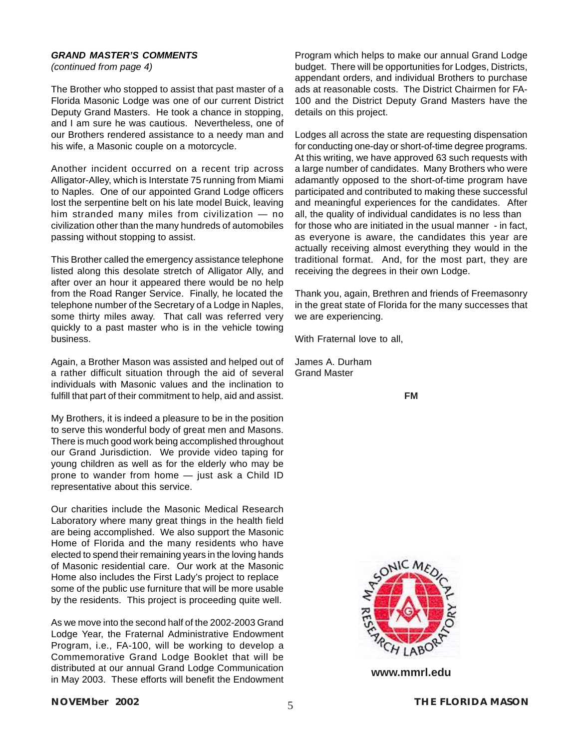***GRAND MASTER'S COMMENTS***

*(continued from page 4)*

The Brother who stopped to assist that past master of a Florida Masonic Lodge was one of our current District Deputy Grand Masters. He took a chance in stopping, and I am sure he was cautious. Nevertheless, one of our Brothers rendered assistance to a needy man and his wife, a Masonic couple on a motorcycle.

Another incident occurred on a recent trip across Alligator-Alley, which is Interstate 75 running from Miami to Naples. One of our appointed Grand Lodge officers lost the serpentine belt on his late model Buick, leaving him stranded many miles from civilization — no civilization other than the many hundreds of automobiles passing without stopping to assist.

This Brother called the emergency assistance telephone listed along this desolate stretch of Alligator Ally, and after over an hour it appeared there would be no help from the Road Ranger Service. Finally, he located the telephone number of the Secretary of a Lodge in Naples, some thirty miles away. That call was referred very quickly to a past master who is in the vehicle towing business.

Again, a Brother Mason was assisted and helped out of a rather difficult situation through the aid of several individuals with Masonic values and the inclination to fulfill that part of their commitment to help, aid and assist.

My Brothers, it is indeed a pleasure to be in the position to serve this wonderful body of great men and Masons. There is much good work being accomplished throughout our Grand Jurisdiction. We provide video taping for young children as well as for the elderly who may be prone to wander from home — just ask a Child ID representative about this service.

Our charities include the Masonic Medical Research Laboratory where many great things in the health field are being accomplished. We also support the Masonic Home of Florida and the many residents who have elected to spend their remaining years in the loving hands of Masonic residential care. Our work at the Masonic Home also includes the First Lady's project to replace some of the public use furniture that will be more usable by the residents. This project is proceeding quite well.

As we move into the second half of the 2002-2003 Grand Lodge Year, the Fraternal Administrative Endowment Program, i.e., FA-100, will be working to develop a Commemorative Grand Lodge Booklet that will be distributed at our annual Grand Lodge Communication in May 2003. These efforts will benefit the Endowment Program which helps to make our annual Grand Lodge budget. There will be opportunities for Lodges, Districts, appendant orders, and individual Brothers to purchase ads at reasonable costs. The District Chairmen for FA-100 and the District Deputy Grand Masters have the details on this project.

Lodges all across the state are requesting dispensation for conducting one-day or short-of-time degree programs. At this writing, we have approved 63 such requests with a large number of candidates. Many Brothers who were adamantly opposed to the short-of-time program have participated and contributed to making these successful and meaningful experiences for the candidates. After all, the quality of individual candidates is no less than for those who are initiated in the usual manner - in fact, as everyone is aware, the candidates this year are actually receiving almost everything they would in the traditional format. And, for the most part, they are receiving the degrees in their own Lodge.

Thank you, again, Brethren and friends of Freemasonry in the great state of Florida for the many successes that we are experiencing.

With Fraternal love to all,

James A. Durham
Grand Master

**FM**

MASONIC MEDICAL RESEARCH LABORATORY

**www.mmrl.edu**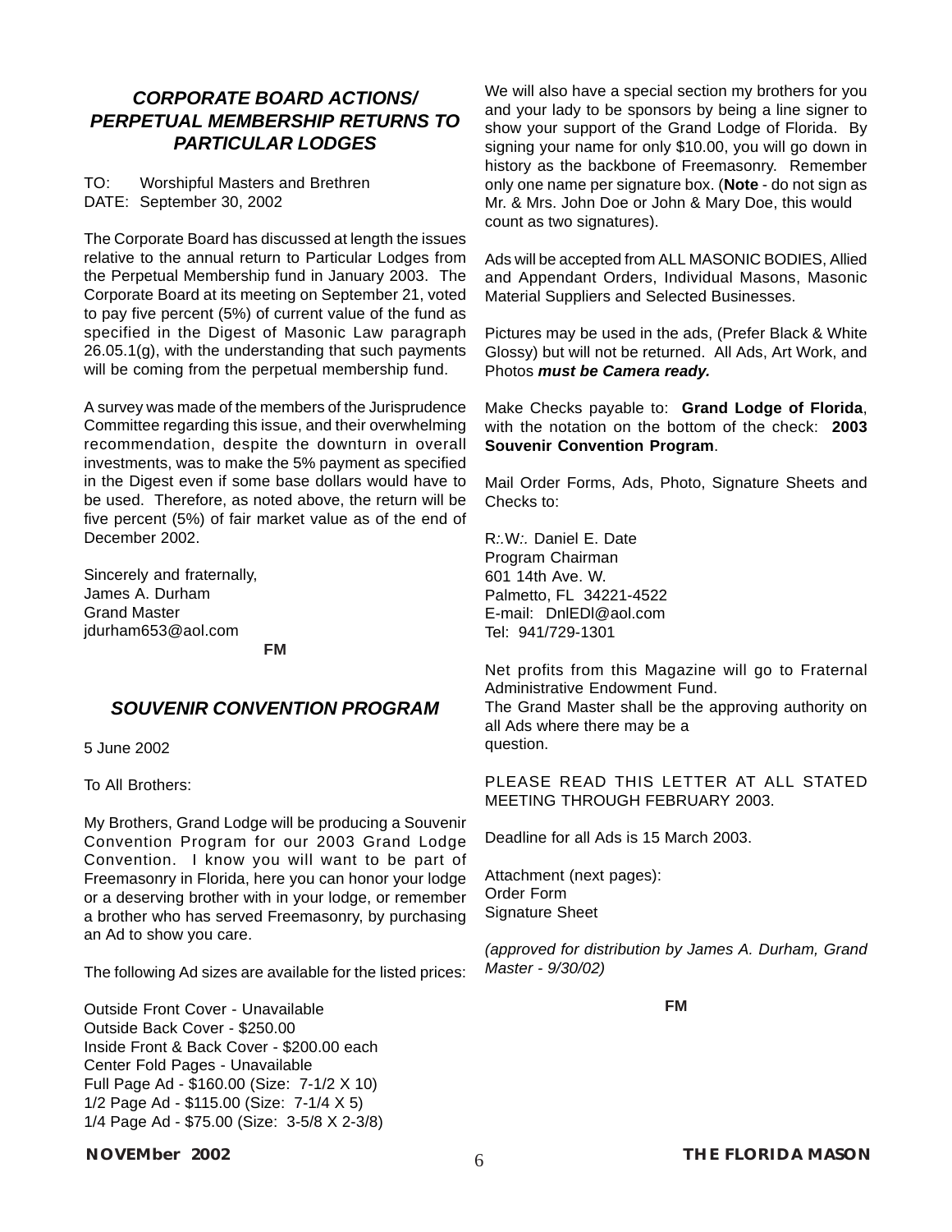## *CORPORATE BOARD ACTIONS/ PERPETUAL MEMBERSHIP RETURNS TO PARTICULAR LODGES*

TO: Worshipful Masters and Brethren
DATE: September 30, 2002

The Corporate Board has discussed at length the issues relative to the annual return to Particular Lodges from the Perpetual Membership fund in January 2003. The Corporate Board at its meeting on September 21, voted to pay five percent (5%) of current value of the fund as specified in the Digest of Masonic Law paragraph 26.05.1(g), with the understanding that such payments will be coming from the perpetual membership fund.

A survey was made of the members of the Jurisprudence Committee regarding this issue, and their overwhelming recommendation, despite the downturn in overall investments, was to make the 5% payment as specified in the Digest even if some base dollars would have to be used. Therefore, as noted above, the return will be five percent (5%) of fair market value as of the end of December 2002.

Sincerely and fraternally,
James A. Durham
Grand Master
jdurham653@aol.com

**FM**

## *SOUVENIR CONVENTION PROGRAM*

5 June 2002

To All Brothers:

My Brothers, Grand Lodge will be producing a Souvenir Convention Program for our 2003 Grand Lodge Convention. I know you will want to be part of Freemasonry in Florida, here you can honor your lodge or a deserving brother with in your lodge, or remember a brother who has served Freemasonry, by purchasing an Ad to show you care.

The following Ad sizes are available for the listed prices:

Outside Front Cover - Unavailable
Outside Back Cover - $250.00
Inside Front & Back Cover - $200.00 each
Center Fold Pages - Unavailable
Full Page Ad - $160.00 (Size: 7-1/2 X 10)
1/2 Page Ad - $115.00 (Size: 7-1/4 X 5)
1/4 Page Ad - $75.00 (Size: 3-5/8 X 2-3/8)

We will also have a special section my brothers for you and your lady to be sponsors by being a line signer to show your support of the Grand Lodge of Florida. By signing your name for only $10.00, you will go down in history as the backbone of Freemasonry. Remember only one name per signature box. (**Note** - do not sign as Mr. & Mrs. John Doe or John & Mary Doe, this would count as two signatures).

Ads will be accepted from ALL MASONIC BODIES, Allied and Appendant Orders, Individual Masons, Masonic Material Suppliers and Selected Businesses.

Pictures may be used in the ads, (Prefer Black & White Glossy) but will not be returned. All Ads, Art Work, and Photos ***must be Camera ready.***

Make Checks payable to: **Grand Lodge of Florida**, with the notation on the bottom of the check: **2003 Souvenir Convention Program**.

Mail Order Forms, Ads, Photo, Signature Sheets and Checks to:

R:.W:. Daniel E. Date
Program Chairman
601 14th Ave. W.
Palmetto, FL 34221-4522
E-mail: DnlEDl@aol.com
Tel: 941/729-1301

Net profits from this Magazine will go to Fraternal Administrative Endowment Fund.
The Grand Master shall be the approving authority on all Ads where there may be a question.

PLEASE READ THIS LETTER AT ALL STATED MEETING THROUGH FEBRUARY 2003.

Deadline for all Ads is 15 March 2003.

Attachment (next pages):
Order Form
Signature Sheet

*(approved for distribution by James A. Durham, Grand Master - 9/30/02)*

**FM**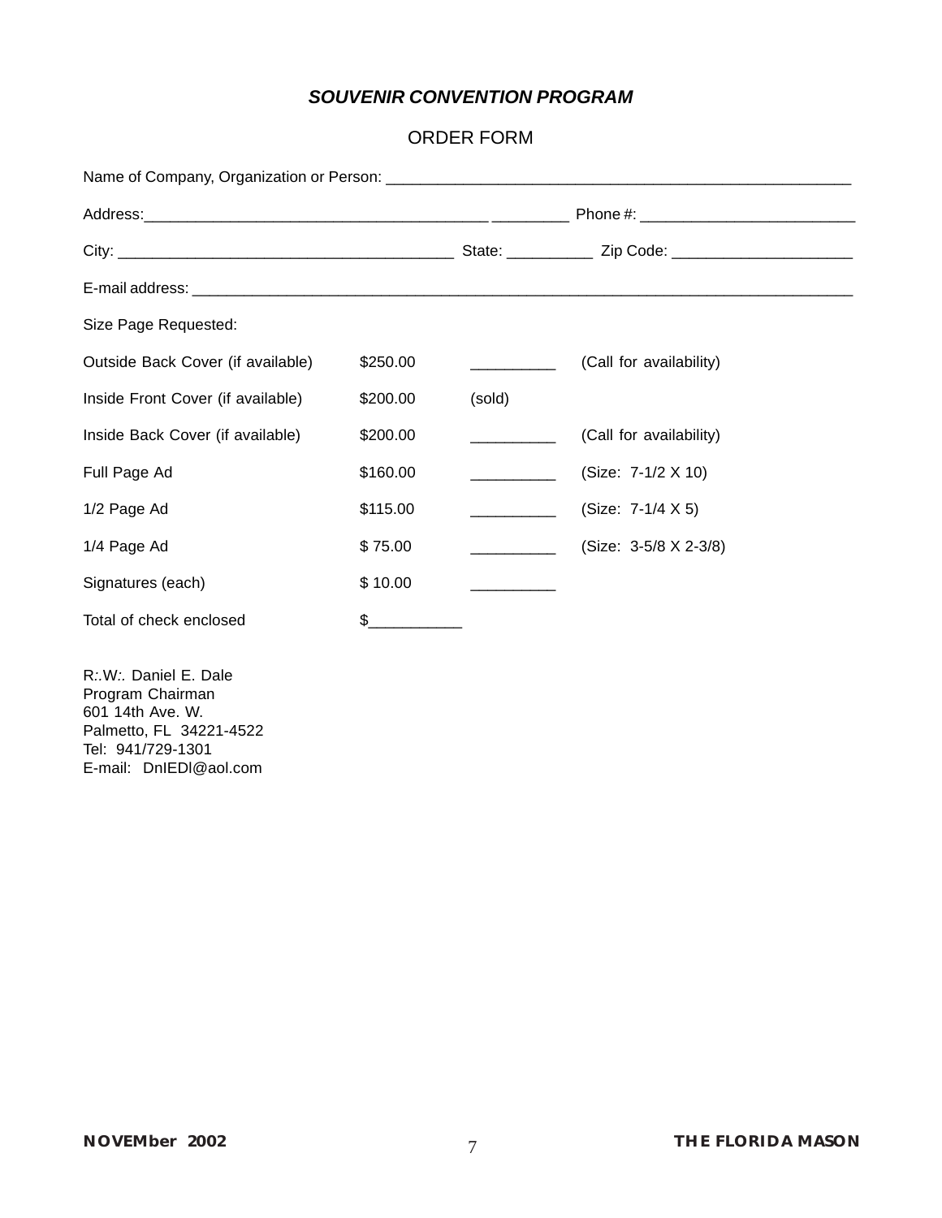***SOUVENIR CONVENTION PROGRAM***

ORDER FORM

Name of Company, Organization or Person: ________________________________________________________

Address:_________________________________________ _________ Phone #: _________________________

City: ________________________________________ State: __________ Zip Code: _____________________

E-mail address: ________________________________________________________________________________

Size Page Requested:

| | | | |
|---|---|---|---|
| Outside Back Cover (if available) | $250.00 | __________ | (Call for availability) |
| Inside Front Cover (if available) | $200.00 | (sold) | |
| Inside Back Cover (if available) | $200.00 | __________ | (Call for availability) |
| Full Page Ad | $160.00 | __________ | (Size: 7-1/2 X 10) |
| 1/2 Page Ad | $115.00 | __________ | (Size: 7-1/4 X 5) |
| 1/4 Page Ad | $ 75.00 | __________ | (Size: 3-5/8 X 2-3/8) |
| Signatures (each) | $ 10.00 | __________ | |
| Total of check enclosed | $___________ | | |

R:.W:. Daniel E. Dale
Program Chairman
601 14th Ave. W.
Palmetto, FL 34221-4522
Tel: 941/729-1301
E-mail: DnIEDl@aol.com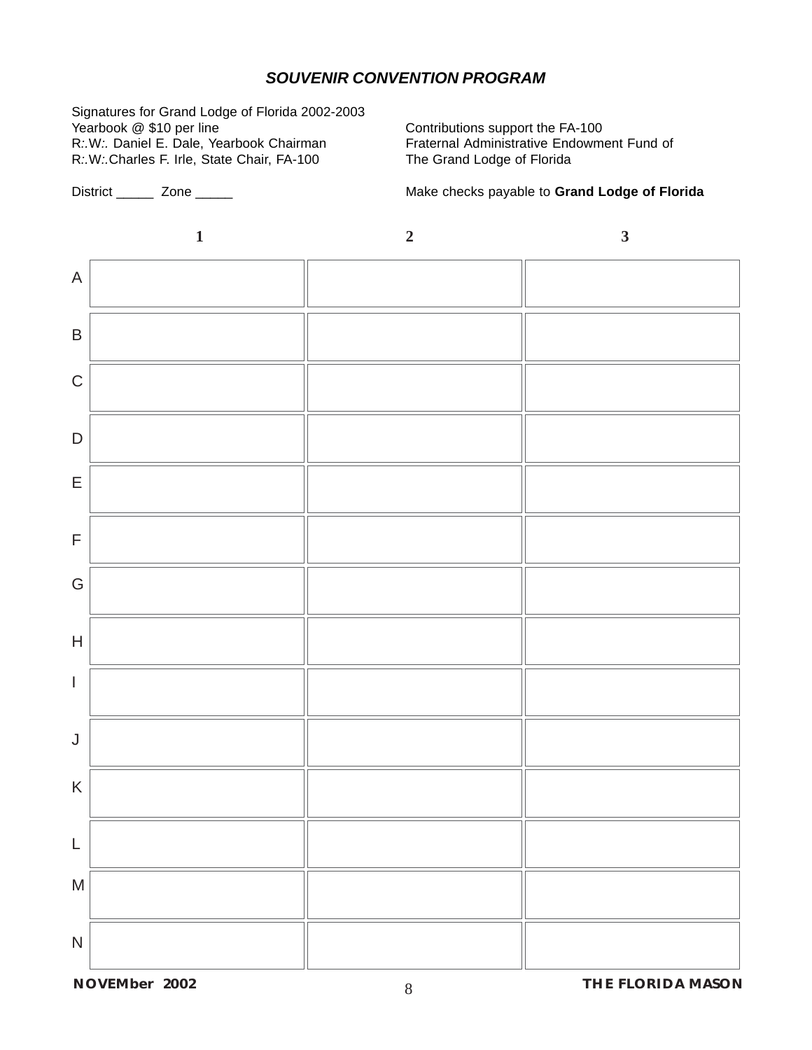## *SOUVENIR CONVENTION PROGRAM*

Signatures for Grand Lodge of Florida 2002-2003
Yearbook @ $10 per line
R:.W:. Daniel E. Dale, Yearbook Chairman
R:.W:.Charles F. Irle, State Chair, FA-100

District _____ Zone _____

Contributions support the FA-100
Fraternal Administrative Endowment Fund of
The Grand Lodge of Florida

Make checks payable to **Grand Lodge of Florida**

| | 1 | 2 | 3 |
|---|---|---|---|
| A | | | |
| B | | | |
| C | | | |
| D | | | |
| E | | | |
| F | | | |
| G | | | |
| H | | | |
| I | | | |
| J | | | |
| K | | | |
| L | | | |
| M | | | |
| N | | | |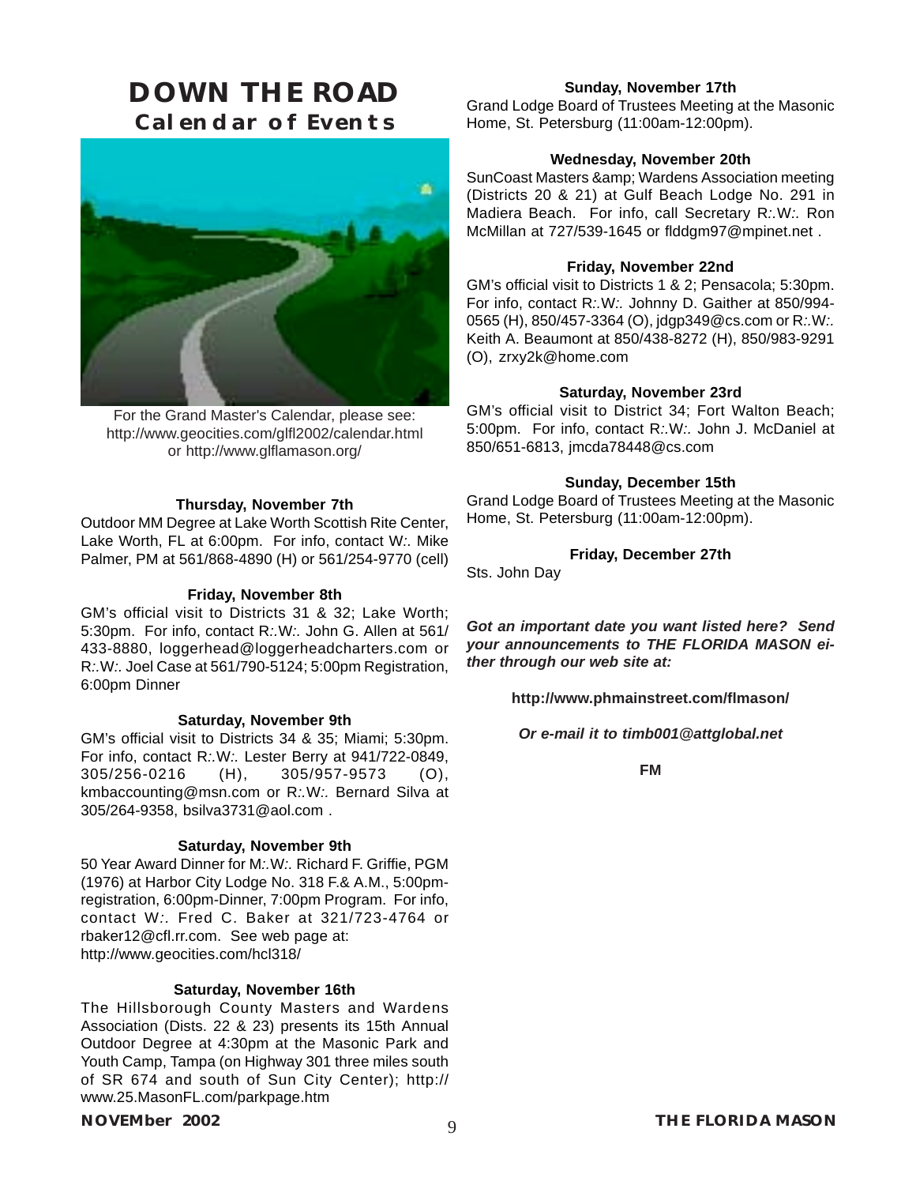# DOWN THE ROAD

## Calendar of Events

For the Grand Master's Calendar, please see: http://www.geocities.com/glfl2002/calendar.html or http://www.glflamason.org/

**Thursday, November 7th**

Outdoor MM Degree at Lake Worth Scottish Rite Center, Lake Worth, FL at 6:00pm. For info, contact W:. Mike Palmer, PM at 561/868-4890 (H) or 561/254-9770 (cell)

**Friday, November 8th**

GM's official visit to Districts 31 & 32; Lake Worth; 5:30pm. For info, contact R:.W:. John G. Allen at 561/433-8880, loggerhead@loggerheadcharters.com or R:.W:. Joel Case at 561/790-5124; 5:00pm Registration, 6:00pm Dinner

**Saturday, November 9th**

GM's official visit to Districts 34 & 35; Miami; 5:30pm. For info, contact R:.W:. Lester Berry at 941/722-0849, 305/256-0216 (H), 305/957-9573 (O), kmbaccounting@msn.com or R:.W:. Bernard Silva at 305/264-9358, bsilva3731@aol.com .

**Saturday, November 9th**

50 Year Award Dinner for M:.W:. Richard F. Griffie, PGM (1976) at Harbor City Lodge No. 318 F.& A.M., 5:00pm-registration, 6:00pm-Dinner, 7:00pm Program. For info, contact W:. Fred C. Baker at 321/723-4764 or rbaker12@cfl.rr.com. See web page at: http://www.geocities.com/hcl318/

**Saturday, November 16th**

The Hillsborough County Masters and Wardens Association (Dists. 22 & 23) presents its 15th Annual Outdoor Degree at 4:30pm at the Masonic Park and Youth Camp, Tampa (on Highway 301 three miles south of SR 674 and south of Sun City Center); http://www.25.MasonFL.com/parkpage.htm

**Sunday, November 17th**

Grand Lodge Board of Trustees Meeting at the Masonic Home, St. Petersburg (11:00am-12:00pm).

**Wednesday, November 20th**

SunCoast Masters &amp; Wardens Association meeting (Districts 20 & 21) at Gulf Beach Lodge No. 291 in Madiera Beach. For info, call Secretary R:.W:. Ron McMillan at 727/539-1645 or flddgm97@mpinet.net .

**Friday, November 22nd**

GM's official visit to Districts 1 & 2; Pensacola; 5:30pm. For info, contact R:.W:. Johnny D. Gaither at 850/994-0565 (H), 850/457-3364 (O), jdgp349@cs.com or R:.W:. Keith A. Beaumont at 850/438-8272 (H), 850/983-9291 (O), zrxy2k@home.com

**Saturday, November 23rd**

GM's official visit to District 34; Fort Walton Beach; 5:00pm. For info, contact R:.W:. John J. McDaniel at 850/651-6813, jmcda78448@cs.com

**Sunday, December 15th**

Grand Lodge Board of Trustees Meeting at the Masonic Home, St. Petersburg (11:00am-12:00pm).

**Friday, December 27th**

Sts. John Day

***Got an important date you want listed here? Send your announcements to THE FLORIDA MASON either through our web site at:***

**http://www.phmainstreet.com/flmason/**

***Or e-mail it to timb001@attglobal.net***

**FM**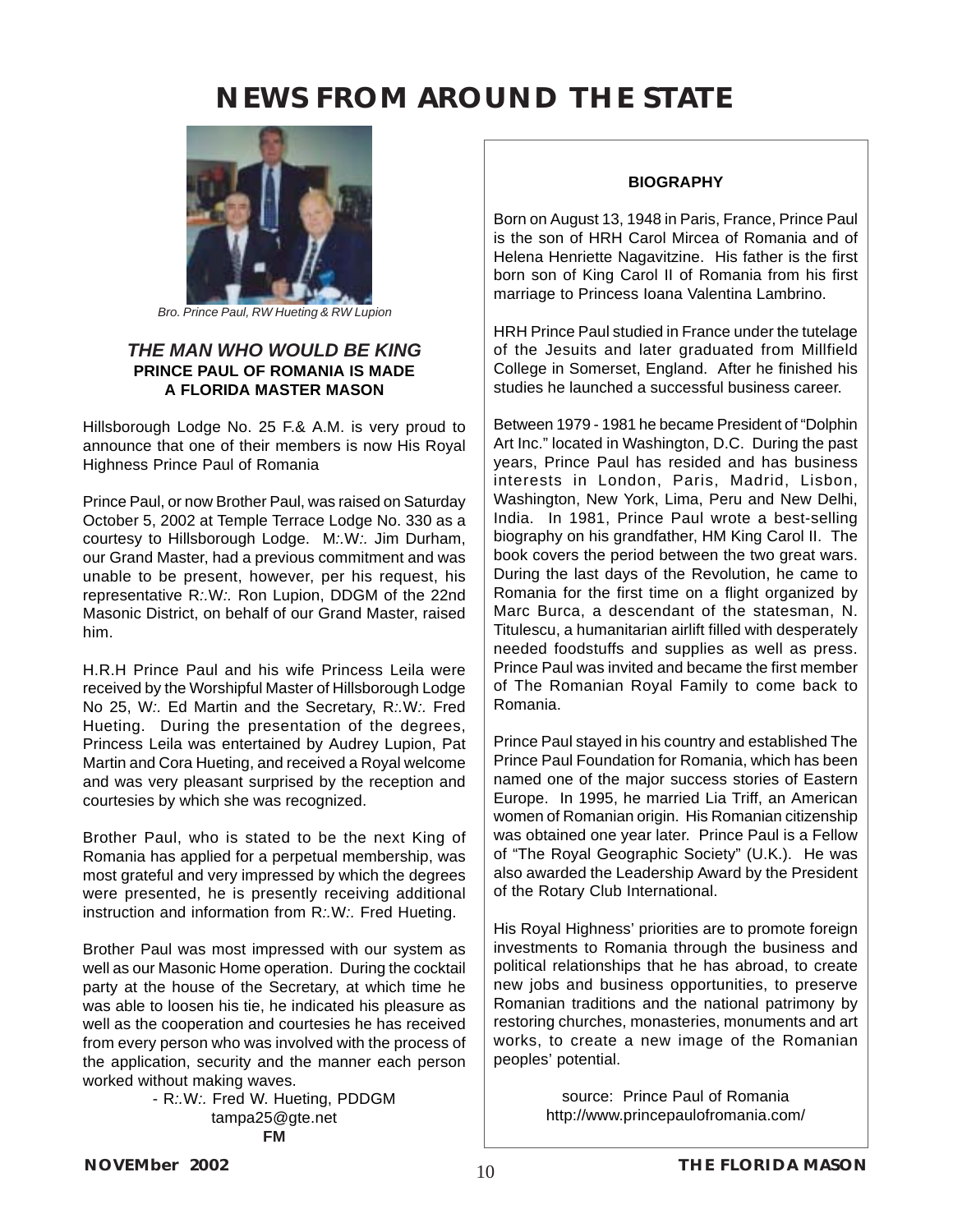# NEWS FROM AROUND THE STATE

*Bro. Prince Paul, RW Hueting & RW Lupion*

## *THE MAN WHO WOULD BE KING*
### PRINCE PAUL OF ROMANIA IS MADE A FLORIDA MASTER MASON

Hillsborough Lodge No. 25 F.& A.M. is very proud to announce that one of their members is now His Royal Highness Prince Paul of Romania

Prince Paul, or now Brother Paul, was raised on Saturday October 5, 2002 at Temple Terrace Lodge No. 330 as a courtesy to Hillsborough Lodge. M:.W:. Jim Durham, our Grand Master, had a previous commitment and was unable to be present, however, per his request, his representative R:.W:. Ron Lupion, DDGM of the 22nd Masonic District, on behalf of our Grand Master, raised him.

H.R.H Prince Paul and his wife Princess Leila were received by the Worshipful Master of Hillsborough Lodge No 25, W:. Ed Martin and the Secretary, R:.W:. Fred Hueting. During the presentation of the degrees, Princess Leila was entertained by Audrey Lupion, Pat Martin and Cora Hueting, and received a Royal welcome and was very pleasant surprised by the reception and courtesies by which she was recognized.

Brother Paul, who is stated to be the next King of Romania has applied for a perpetual membership, was most grateful and very impressed by which the degrees were presented, he is presently receiving additional instruction and information from R:.W:. Fred Hueting.

Brother Paul was most impressed with our system as well as our Masonic Home operation. During the cocktail party at the house of the Secretary, at which time he was able to loosen his tie, he indicated his pleasure as well as the cooperation and courtesies he has received from every person who was involved with the process of the application, security and the manner each person worked without making waves.

- R:.W:. Fred W. Hueting, PDDGM
tampa25@gte.net

**FM**

**BIOGRAPHY**

Born on August 13, 1948 in Paris, France, Prince Paul is the son of HRH Carol Mircea of Romania and of Helena Henriette Nagavitzine. His father is the first born son of King Carol II of Romania from his first marriage to Princess Ioana Valentina Lambrino.

HRH Prince Paul studied in France under the tutelage of the Jesuits and later graduated from Millfield College in Somerset, England. After he finished his studies he launched a successful business career.

Between 1979 - 1981 he became President of "Dolphin Art Inc." located in Washington, D.C. During the past years, Prince Paul has resided and has business interests in London, Paris, Madrid, Lisbon, Washington, New York, Lima, Peru and New Delhi, India. In 1981, Prince Paul wrote a best-selling biography on his grandfather, HM King Carol II. The book covers the period between the two great wars. During the last days of the Revolution, he came to Romania for the first time on a flight organized by Marc Burca, a descendant of the statesman, N. Titulescu, a humanitarian airlift filled with desperately needed foodstuffs and supplies as well as press. Prince Paul was invited and became the first member of The Romanian Royal Family to come back to Romania.

Prince Paul stayed in his country and established The Prince Paul Foundation for Romania, which has been named one of the major success stories of Eastern Europe. In 1995, he married Lia Triff, an American women of Romanian origin. His Romanian citizenship was obtained one year later. Prince Paul is a Fellow of "The Royal Geographic Society" (U.K.). He was also awarded the Leadership Award by the President of the Rotary Club International.

His Royal Highness' priorities are to promote foreign investments to Romania through the business and political relationships that he has abroad, to create new jobs and business opportunities, to preserve Romanian traditions and the national patrimony by restoring churches, monasteries, monuments and art works, to create a new image of the Romanian peoples' potential.

source: Prince Paul of Romania
http://www.princepaulofromania.com/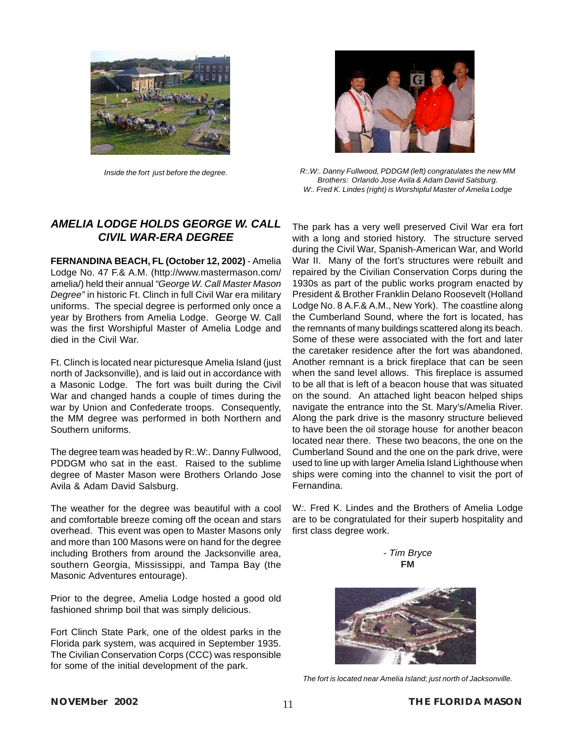*Inside the fort just before the degree.*

*R:.W:. Danny Fullwood, PDDGM (left) congratulates the new MM Brothers: Orlando Jose Avila & Adam David Salsburg. W:. Fred K. Lindes (right) is Worshipful Master of Amelia Lodge*

## AMELIA LODGE HOLDS GEORGE W. CALL CIVIL WAR-ERA DEGREE

**FERNANDINA BEACH, FL (October 12, 2002)** - Amelia Lodge No. 47 F.& A.M. (http://www.mastermason.com/amelia/) held their annual *"George W. Call Master Mason Degree"* in historic Ft. Clinch in full Civil War era military uniforms. The special degree is performed only once a year by Brothers from Amelia Lodge. George W. Call was the first Worshipful Master of Amelia Lodge and died in the Civil War.

Ft. Clinch is located near picturesque Amelia Island (just north of Jacksonville), and is laid out in accordance with a Masonic Lodge. The fort was built during the Civil War and changed hands a couple of times during the war by Union and Confederate troops. Consequently, the MM degree was performed in both Northern and Southern uniforms.

The degree team was headed by R:.W:. Danny Fullwood, PDDGM who sat in the east. Raised to the sublime degree of Master Mason were Brothers Orlando Jose Avila & Adam David Salsburg.

The weather for the degree was beautiful with a cool and comfortable breeze coming off the ocean and stars overhead. This event was open to Master Masons only and more than 100 Masons were on hand for the degree including Brothers from around the Jacksonville area, southern Georgia, Mississippi, and Tampa Bay (the Masonic Adventures entourage).

Prior to the degree, Amelia Lodge hosted a good old fashioned shrimp boil that was simply delicious.

Fort Clinch State Park, one of the oldest parks in the Florida park system, was acquired in September 1935. The Civilian Conservation Corps (CCC) was responsible for some of the initial development of the park.

The park has a very well preserved Civil War era fort with a long and storied history. The structure served during the Civil War, Spanish-American War, and World War II. Many of the fort's structures were rebuilt and repaired by the Civilian Conservation Corps during the 1930s as part of the public works program enacted by President & Brother Franklin Delano Roosevelt (Holland Lodge No. 8 A.F.& A.M., New York). The coastline along the Cumberland Sound, where the fort is located, has the remnants of many buildings scattered along its beach. Some of these were associated with the fort and later the caretaker residence after the fort was abandoned. Another remnant is a brick fireplace that can be seen when the sand level allows. This fireplace is assumed to be all that is left of a beacon house that was situated on the sound. An attached light beacon helped ships navigate the entrance into the St. Mary's/Amelia River. Along the park drive is the masonry structure believed to have been the oil storage house for another beacon located near there. These two beacons, the one on the Cumberland Sound and the one on the park drive, were used to line up with larger Amelia Island Lighthouse when ships were coming into the channel to visit the port of Fernandina.

W:. Fred K. Lindes and the Brothers of Amelia Lodge are to be congratulated for their superb hospitality and first class degree work.

*- Tim Bryce*
**FM**

*The fort is located near Amelia Island; just north of Jacksonville.*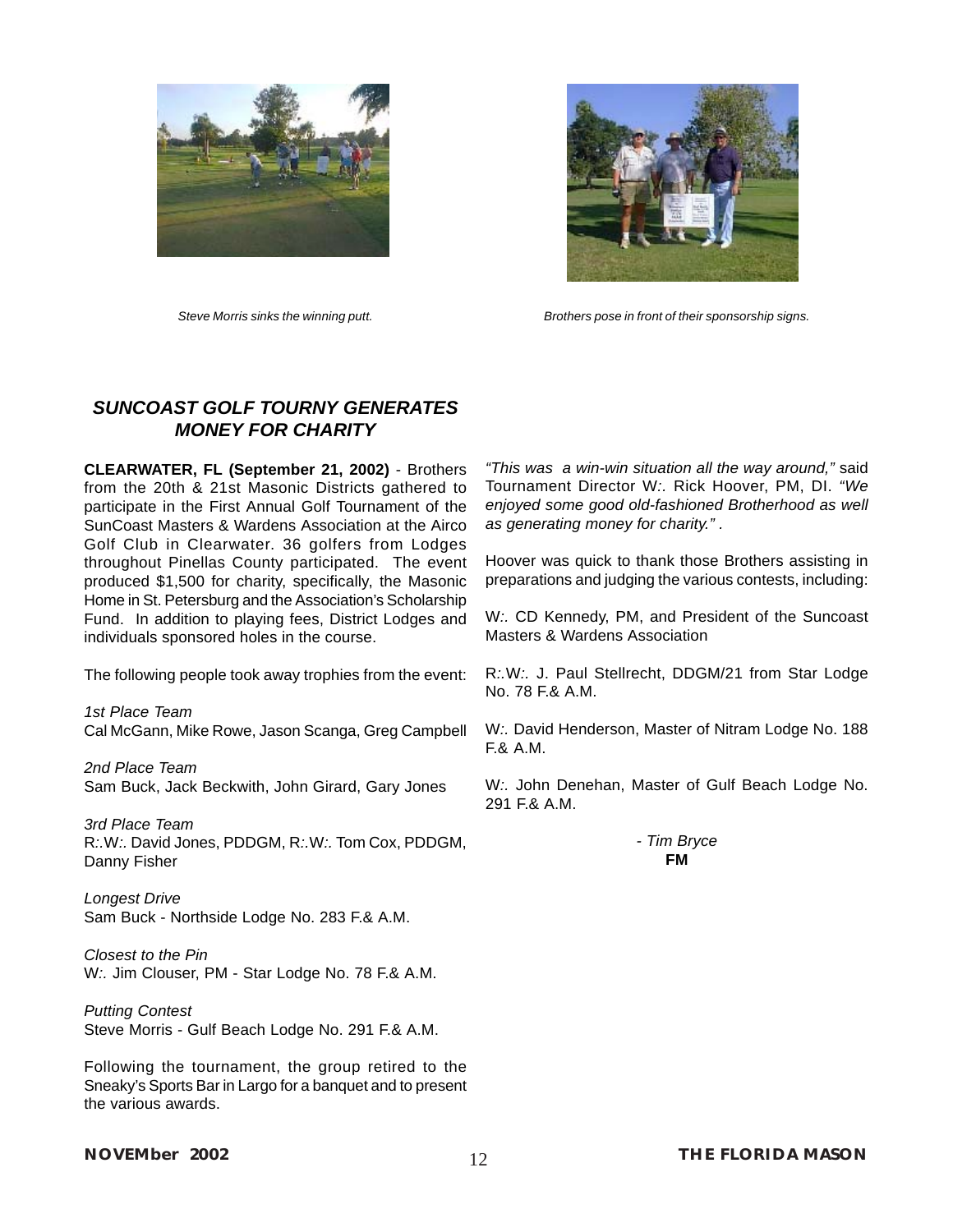Steve Morris sinks the winning putt.

Brothers pose in front of their sponsorship signs.

## *SUNCOAST GOLF TOURNY GENERATES MONEY FOR CHARITY*

**CLEARWATER, FL (September 21, 2002)** - Brothers from the 20th & 21st Masonic Districts gathered to participate in the First Annual Golf Tournament of the SunCoast Masters & Wardens Association at the Airco Golf Club in Clearwater. 36 golfers from Lodges throughout Pinellas County participated. The event produced $1,500 for charity, specifically, the Masonic Home in St. Petersburg and the Association's Scholarship Fund. In addition to playing fees, District Lodges and individuals sponsored holes in the course.

The following people took away trophies from the event:

*1st Place Team*
Cal McGann, Mike Rowe, Jason Scanga, Greg Campbell

*2nd Place Team*
Sam Buck, Jack Beckwith, John Girard, Gary Jones

*3rd Place Team*
R:.W:. David Jones, PDDGM, R:.W:. Tom Cox, PDDGM, Danny Fisher

*Longest Drive*
Sam Buck - Northside Lodge No. 283 F.& A.M.

*Closest to the Pin*
W:. Jim Clouser, PM - Star Lodge No. 78 F.& A.M.

*Putting Contest*
Steve Morris - Gulf Beach Lodge No. 291 F.& A.M.

Following the tournament, the group retired to the Sneaky's Sports Bar in Largo for a banquet and to present the various awards.

*"This was a win-win situation all the way around,"* said Tournament Director W:. Rick Hoover, PM, DI. *"We enjoyed some good old-fashioned Brotherhood as well as generating money for charity."* .

Hoover was quick to thank those Brothers assisting in preparations and judging the various contests, including:

W:. CD Kennedy, PM, and President of the Suncoast Masters & Wardens Association

R:.W:. J. Paul Stellrecht, DDGM/21 from Star Lodge No. 78 F.& A.M.

W:. David Henderson, Master of Nitram Lodge No. 188 F.& A.M.

W:. John Denehan, Master of Gulf Beach Lodge No. 291 F.& A.M.

*- Tim Bryce*
**FM**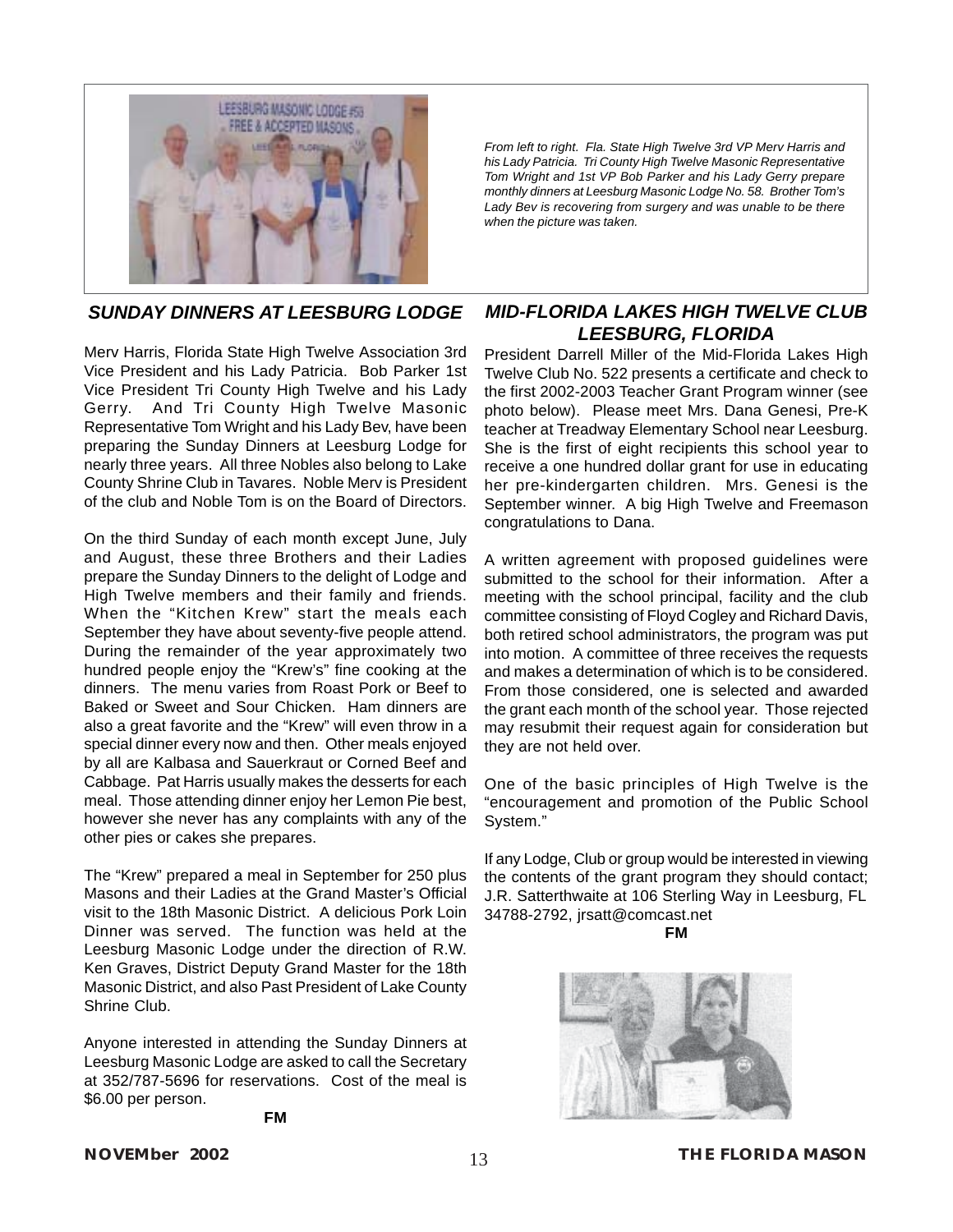*From left to right. Fla. State High Twelve 3rd VP Merv Harris and his Lady Patricia. Tri County High Twelve Masonic Representative Tom Wright and 1st VP Bob Parker and his Lady Gerry prepare monthly dinners at Leesburg Masonic Lodge No. 58. Brother Tom's Lady Bev is recovering from surgery and was unable to be there when the picture was taken.*

## SUNDAY DINNERS AT LEESBURG LODGE

Merv Harris, Florida State High Twelve Association 3rd Vice President and his Lady Patricia. Bob Parker 1st Vice President Tri County High Twelve and his Lady Gerry. And Tri County High Twelve Masonic Representative Tom Wright and his Lady Bev, have been preparing the Sunday Dinners at Leesburg Lodge for nearly three years. All three Nobles also belong to Lake County Shrine Club in Tavares. Noble Merv is President of the club and Noble Tom is on the Board of Directors.

On the third Sunday of each month except June, July and August, these three Brothers and their Ladies prepare the Sunday Dinners to the delight of Lodge and High Twelve members and their family and friends. When the "Kitchen Krew" start the meals each September they have about seventy-five people attend. During the remainder of the year approximately two hundred people enjoy the "Krew's" fine cooking at the dinners. The menu varies from Roast Pork or Beef to Baked or Sweet and Sour Chicken. Ham dinners are also a great favorite and the "Krew" will even throw in a special dinner every now and then. Other meals enjoyed by all are Kalbasa and Sauerkraut or Corned Beef and Cabbage. Pat Harris usually makes the desserts for each meal. Those attending dinner enjoy her Lemon Pie best, however she never has any complaints with any of the other pies or cakes she prepares.

The "Krew" prepared a meal in September for 250 plus Masons and their Ladies at the Grand Master's Official visit to the 18th Masonic District. A delicious Pork Loin Dinner was served. The function was held at the Leesburg Masonic Lodge under the direction of R.W. Ken Graves, District Deputy Grand Master for the 18th Masonic District, and also Past President of Lake County Shrine Club.

Anyone interested in attending the Sunday Dinners at Leesburg Masonic Lodge are asked to call the Secretary at 352/787-5696 for reservations. Cost of the meal is $6.00 per person.

**FM**

## MID-FLORIDA LAKES HIGH TWELVE CLUB LEESBURG, FLORIDA

President Darrell Miller of the Mid-Florida Lakes High Twelve Club No. 522 presents a certificate and check to the first 2002-2003 Teacher Grant Program winner (see photo below). Please meet Mrs. Dana Genesi, Pre-K teacher at Treadway Elementary School near Leesburg. She is the first of eight recipients this school year to receive a one hundred dollar grant for use in educating her pre-kindergarten children. Mrs. Genesi is the September winner. A big High Twelve and Freemason congratulations to Dana.

A written agreement with proposed guidelines were submitted to the school for their information. After a meeting with the school principal, facility and the club committee consisting of Floyd Cogley and Richard Davis, both retired school administrators, the program was put into motion. A committee of three receives the requests and makes a determination of which is to be considered. From those considered, one is selected and awarded the grant each month of the school year. Those rejected may resubmit their request again for consideration but they are not held over.

One of the basic principles of High Twelve is the "encouragement and promotion of the Public School System."

If any Lodge, Club or group would be interested in viewing the contents of the grant program they should contact; J.R. Satterthwaite at 106 Sterling Way in Leesburg, FL 34788-2792, jrsatt@comcast.net

**FM**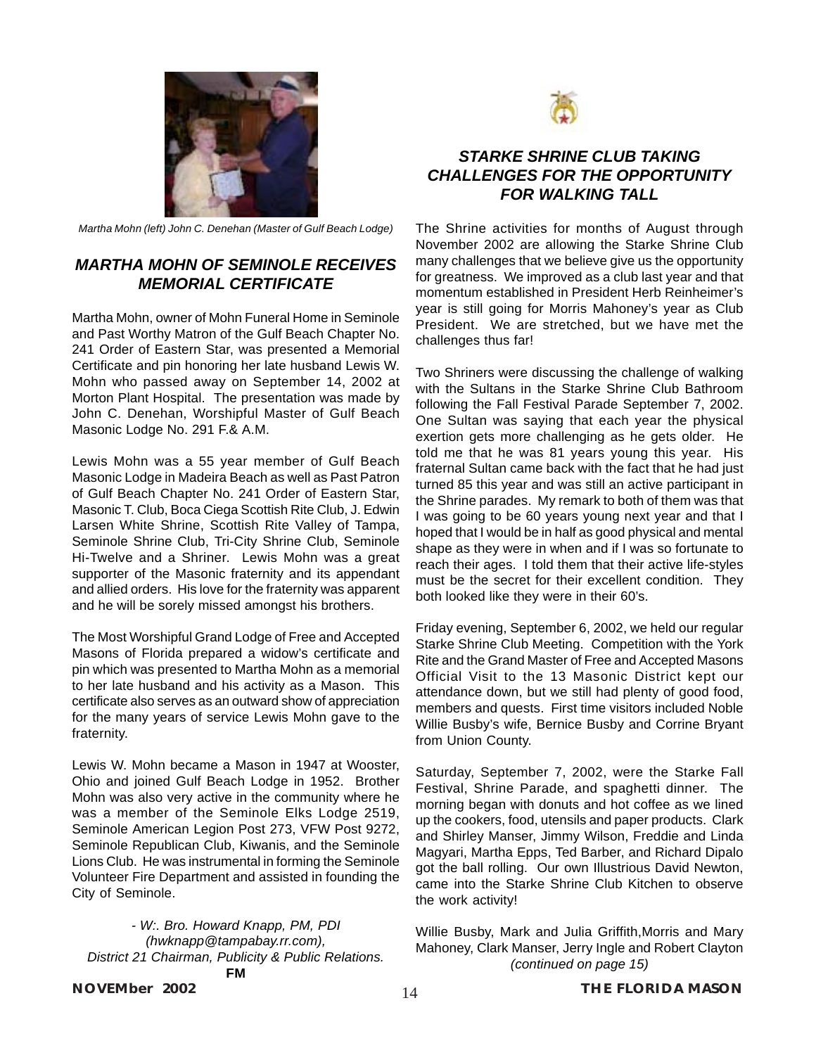Martha Mohn (left) John C. Denehan (Master of Gulf Beach Lodge)

## *MARTHA MOHN OF SEMINOLE RECEIVES MEMORIAL CERTIFICATE*

Martha Mohn, owner of Mohn Funeral Home in Seminole and Past Worthy Matron of the Gulf Beach Chapter No. 241 Order of Eastern Star, was presented a Memorial Certificate and pin honoring her late husband Lewis W. Mohn who passed away on September 14, 2002 at Morton Plant Hospital. The presentation was made by John C. Denehan, Worshipful Master of Gulf Beach Masonic Lodge No. 291 F.& A.M.

Lewis Mohn was a 55 year member of Gulf Beach Masonic Lodge in Madeira Beach as well as Past Patron of Gulf Beach Chapter No. 241 Order of Eastern Star, Masonic T. Club, Boca Ciega Scottish Rite Club, J. Edwin Larsen White Shrine, Scottish Rite Valley of Tampa, Seminole Shrine Club, Tri-City Shrine Club, Seminole Hi-Twelve and a Shriner. Lewis Mohn was a great supporter of the Masonic fraternity and its appendant and allied orders. His love for the fraternity was apparent and he will be sorely missed amongst his brothers.

The Most Worshipful Grand Lodge of Free and Accepted Masons of Florida prepared a widow's certificate and pin which was presented to Martha Mohn as a memorial to her late husband and his activity as a Mason. This certificate also serves as an outward show of appreciation for the many years of service Lewis Mohn gave to the fraternity.

Lewis W. Mohn became a Mason in 1947 at Wooster, Ohio and joined Gulf Beach Lodge in 1952. Brother Mohn was also very active in the community where he was a member of the Seminole Elks Lodge 2519, Seminole American Legion Post 273, VFW Post 9272, Seminole Republican Club, Kiwanis, and the Seminole Lions Club. He was instrumental in forming the Seminole Volunteer Fire Department and assisted in founding the City of Seminole.

*- W:. Bro. Howard Knapp, PM, PDI*
*(hwknapp@tampabay.rr.com),*
*District 21 Chairman, Publicity & Public Relations.*
**FM**

## *STARKE SHRINE CLUB TAKING CHALLENGES FOR THE OPPORTUNITY FOR WALKING TALL*

The Shrine activities for months of August through November 2002 are allowing the Starke Shrine Club many challenges that we believe give us the opportunity for greatness. We improved as a club last year and that momentum established in President Herb Reinheimer's year is still going for Morris Mahoney's year as Club President. We are stretched, but we have met the challenges thus far!

Two Shriners were discussing the challenge of walking with the Sultans in the Starke Shrine Club Bathroom following the Fall Festival Parade September 7, 2002. One Sultan was saying that each year the physical exertion gets more challenging as he gets older. He told me that he was 81 years young this year. His fraternal Sultan came back with the fact that he had just turned 85 this year and was still an active participant in the Shrine parades. My remark to both of them was that I was going to be 60 years young next year and that I hoped that I would be in half as good physical and mental shape as they were in when and if I was so fortunate to reach their ages. I told them that their active life-styles must be the secret for their excellent condition. They both looked like they were in their 60's.

Friday evening, September 6, 2002, we held our regular Starke Shrine Club Meeting. Competition with the York Rite and the Grand Master of Free and Accepted Masons Official Visit to the 13 Masonic District kept our attendance down, but we still had plenty of good food, members and quests. First time visitors included Noble Willie Busby's wife, Bernice Busby and Corrine Bryant from Union County.

Saturday, September 7, 2002, were the Starke Fall Festival, Shrine Parade, and spaghetti dinner. The morning began with donuts and hot coffee as we lined up the cookers, food, utensils and paper products. Clark and Shirley Manser, Jimmy Wilson, Freddie and Linda Magyari, Martha Epps, Ted Barber, and Richard Dipalo got the ball rolling. Our own Illustrious David Newton, came into the Starke Shrine Club Kitchen to observe the work activity!

Willie Busby, Mark and Julia Griffith,Morris and Mary Mahoney, Clark Manser, Jerry Ingle and Robert Clayton *(continued on page 15)*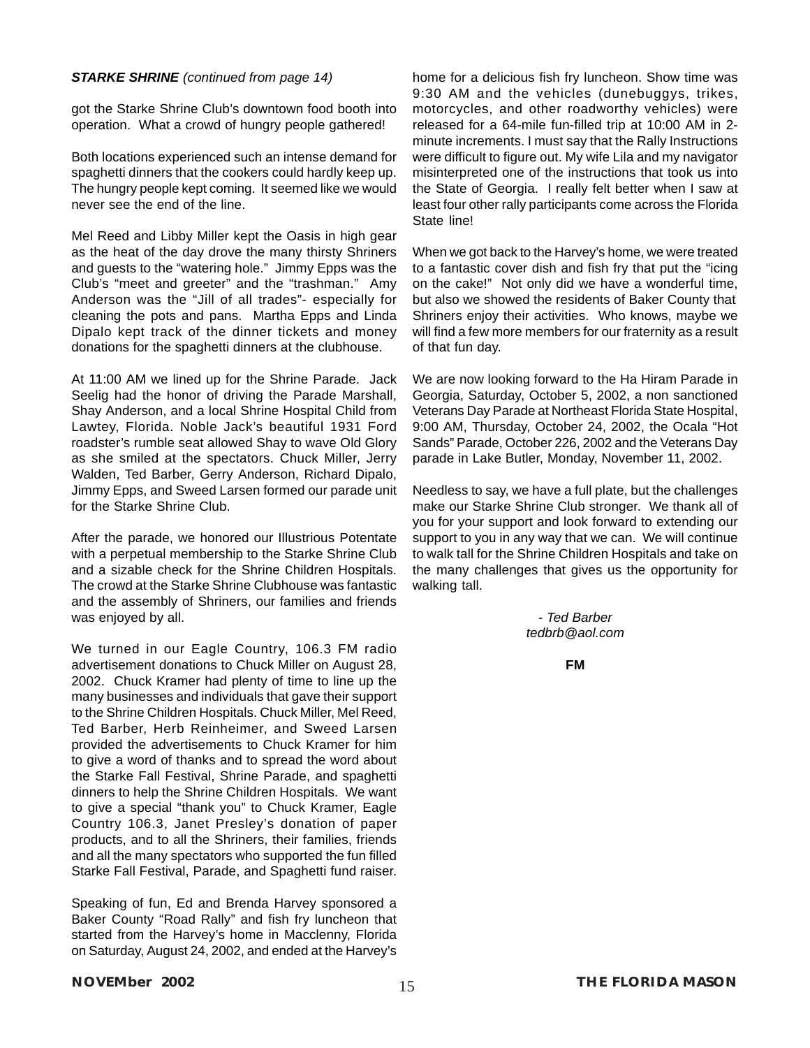***STARKE SHRINE*** *(continued from page 14)*

got the Starke Shrine Club's downtown food booth into operation. What a crowd of hungry people gathered!

Both locations experienced such an intense demand for spaghetti dinners that the cookers could hardly keep up. The hungry people kept coming. It seemed like we would never see the end of the line.

Mel Reed and Libby Miller kept the Oasis in high gear as the heat of the day drove the many thirsty Shriners and guests to the "watering hole." Jimmy Epps was the Club's "meet and greeter" and the "trashman." Amy Anderson was the "Jill of all trades"- especially for cleaning the pots and pans. Martha Epps and Linda Dipalo kept track of the dinner tickets and money donations for the spaghetti dinners at the clubhouse.

At 11:00 AM we lined up for the Shrine Parade. Jack Seelig had the honor of driving the Parade Marshall, Shay Anderson, and a local Shrine Hospital Child from Lawtey, Florida. Noble Jack's beautiful 1931 Ford roadster's rumble seat allowed Shay to wave Old Glory as she smiled at the spectators. Chuck Miller, Jerry Walden, Ted Barber, Gerry Anderson, Richard Dipalo, Jimmy Epps, and Sweed Larsen formed our parade unit for the Starke Shrine Club.

After the parade, we honored our Illustrious Potentate with a perpetual membership to the Starke Shrine Club and a sizable check for the Shrine Children Hospitals. The crowd at the Starke Shrine Clubhouse was fantastic and the assembly of Shriners, our families and friends was enjoyed by all.

We turned in our Eagle Country, 106.3 FM radio advertisement donations to Chuck Miller on August 28, 2002. Chuck Kramer had plenty of time to line up the many businesses and individuals that gave their support to the Shrine Children Hospitals. Chuck Miller, Mel Reed, Ted Barber, Herb Reinheimer, and Sweed Larsen provided the advertisements to Chuck Kramer for him to give a word of thanks and to spread the word about the Starke Fall Festival, Shrine Parade, and spaghetti dinners to help the Shrine Children Hospitals. We want to give a special "thank you" to Chuck Kramer, Eagle Country 106.3, Janet Presley's donation of paper products, and to all the Shriners, their families, friends and all the many spectators who supported the fun filled Starke Fall Festival, Parade, and Spaghetti fund raiser.

Speaking of fun, Ed and Brenda Harvey sponsored a Baker County "Road Rally" and fish fry luncheon that started from the Harvey's home in Macclenny, Florida on Saturday, August 24, 2002, and ended at the Harvey's home for a delicious fish fry luncheon. Show time was 9:30 AM and the vehicles (dunebuggys, trikes, motorcycles, and other roadworthy vehicles) were released for a 64-mile fun-filled trip at 10:00 AM in 2-minute increments. I must say that the Rally Instructions were difficult to figure out. My wife Lila and my navigator misinterpreted one of the instructions that took us into the State of Georgia. I really felt better when I saw at least four other rally participants come across the Florida State line!

When we got back to the Harvey's home, we were treated to a fantastic cover dish and fish fry that put the "icing on the cake!" Not only did we have a wonderful time, but also we showed the residents of Baker County that Shriners enjoy their activities. Who knows, maybe we will find a few more members for our fraternity as a result of that fun day.

We are now looking forward to the Ha Hiram Parade in Georgia, Saturday, October 5, 2002, a non sanctioned Veterans Day Parade at Northeast Florida State Hospital, 9:00 AM, Thursday, October 24, 2002, the Ocala "Hot Sands" Parade, October 226, 2002 and the Veterans Day parade in Lake Butler, Monday, November 11, 2002.

Needless to say, we have a full plate, but the challenges make our Starke Shrine Club stronger. We thank all of you for your support and look forward to extending our support to you in any way that we can. We will continue to walk tall for the Shrine Children Hospitals and take on the many challenges that gives us the opportunity for walking tall.

*- Ted Barber*
*tedbrb@aol.com*

**FM**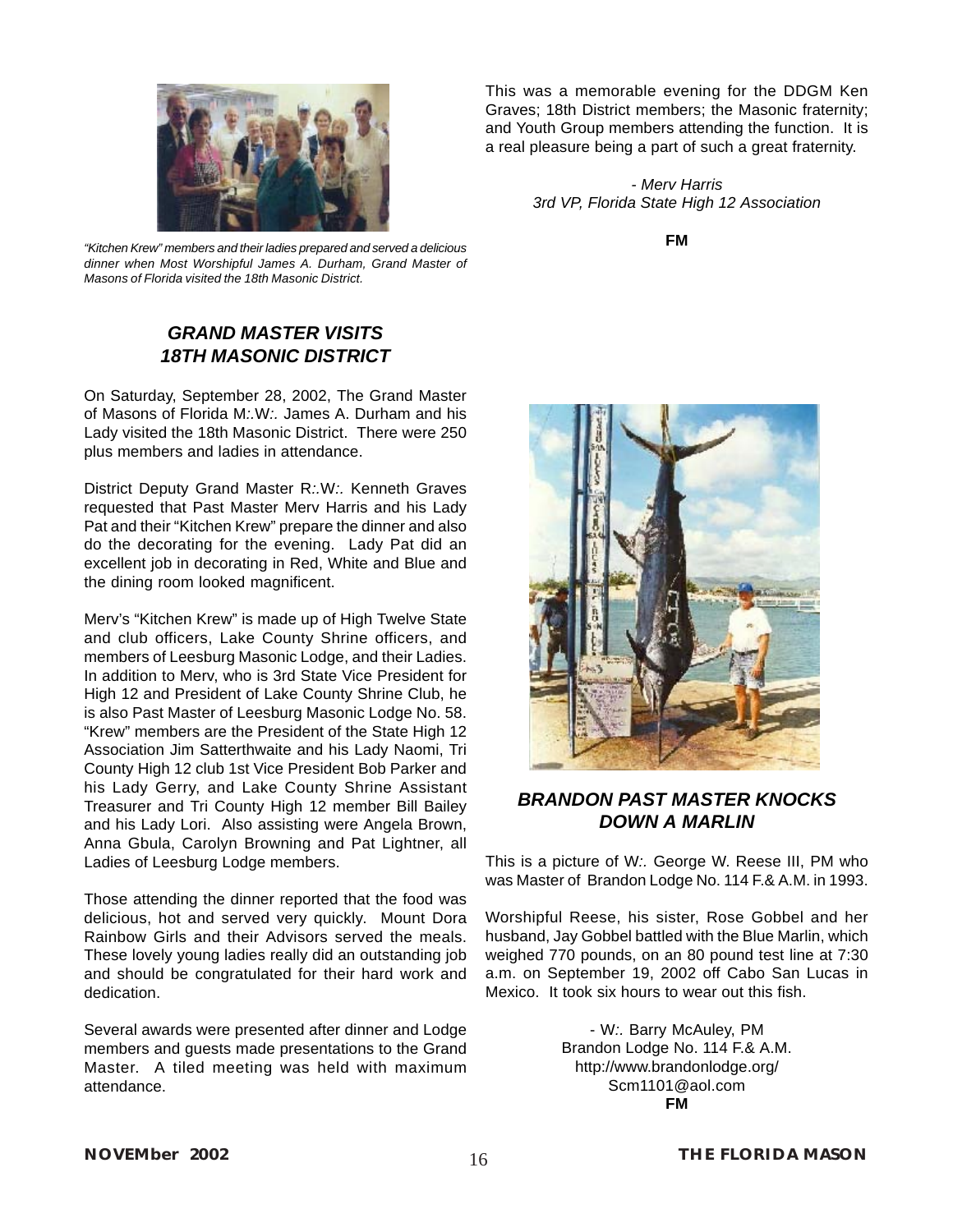"Kitchen Krew" members and their ladies prepared and served a delicious dinner when Most Worshipful James A. Durham, Grand Master of Masons of Florida visited the 18th Masonic District.

## GRAND MASTER VISITS 18TH MASONIC DISTRICT

On Saturday, September 28, 2002, The Grand Master of Masons of Florida M:.W:. James A. Durham and his Lady visited the 18th Masonic District. There were 250 plus members and ladies in attendance.

District Deputy Grand Master R:.W:. Kenneth Graves requested that Past Master Merv Harris and his Lady Pat and their "Kitchen Krew" prepare the dinner and also do the decorating for the evening. Lady Pat did an excellent job in decorating in Red, White and Blue and the dining room looked magnificent.

Merv's "Kitchen Krew" is made up of High Twelve State and club officers, Lake County Shrine officers, and members of Leesburg Masonic Lodge, and their Ladies. In addition to Merv, who is 3rd State Vice President for High 12 and President of Lake County Shrine Club, he is also Past Master of Leesburg Masonic Lodge No. 58. "Krew" members are the President of the State High 12 Association Jim Satterthwaite and his Lady Naomi, Tri County High 12 club 1st Vice President Bob Parker and his Lady Gerry, and Lake County Shrine Assistant Treasurer and Tri County High 12 member Bill Bailey and his Lady Lori. Also assisting were Angela Brown, Anna Gbula, Carolyn Browning and Pat Lightner, all Ladies of Leesburg Lodge members.

Those attending the dinner reported that the food was delicious, hot and served very quickly. Mount Dora Rainbow Girls and their Advisors served the meals. These lovely young ladies really did an outstanding job and should be congratulated for their hard work and dedication.

Several awards were presented after dinner and Lodge members and guests made presentations to the Grand Master. A tiled meeting was held with maximum attendance.

This was a memorable evening for the DDGM Ken Graves; 18th District members; the Masonic fraternity; and Youth Group members attending the function. It is a real pleasure being a part of such a great fraternity.

*- Merv Harris*
*3rd VP, Florida State High 12 Association*

**FM**

## BRANDON PAST MASTER KNOCKS DOWN A MARLIN

This is a picture of W:. George W. Reese III, PM who was Master of Brandon Lodge No. 114 F.& A.M. in 1993.

Worshipful Reese, his sister, Rose Gobbel and her husband, Jay Gobbel battled with the Blue Marlin, which weighed 770 pounds, on an 80 pound test line at 7:30 a.m. on September 19, 2002 off Cabo San Lucas in Mexico. It took six hours to wear out this fish.

- W:. Barry McAuley, PM
Brandon Lodge No. 114 F.& A.M.
http://www.brandonlodge.org/
Scm1101@aol.com
**FM**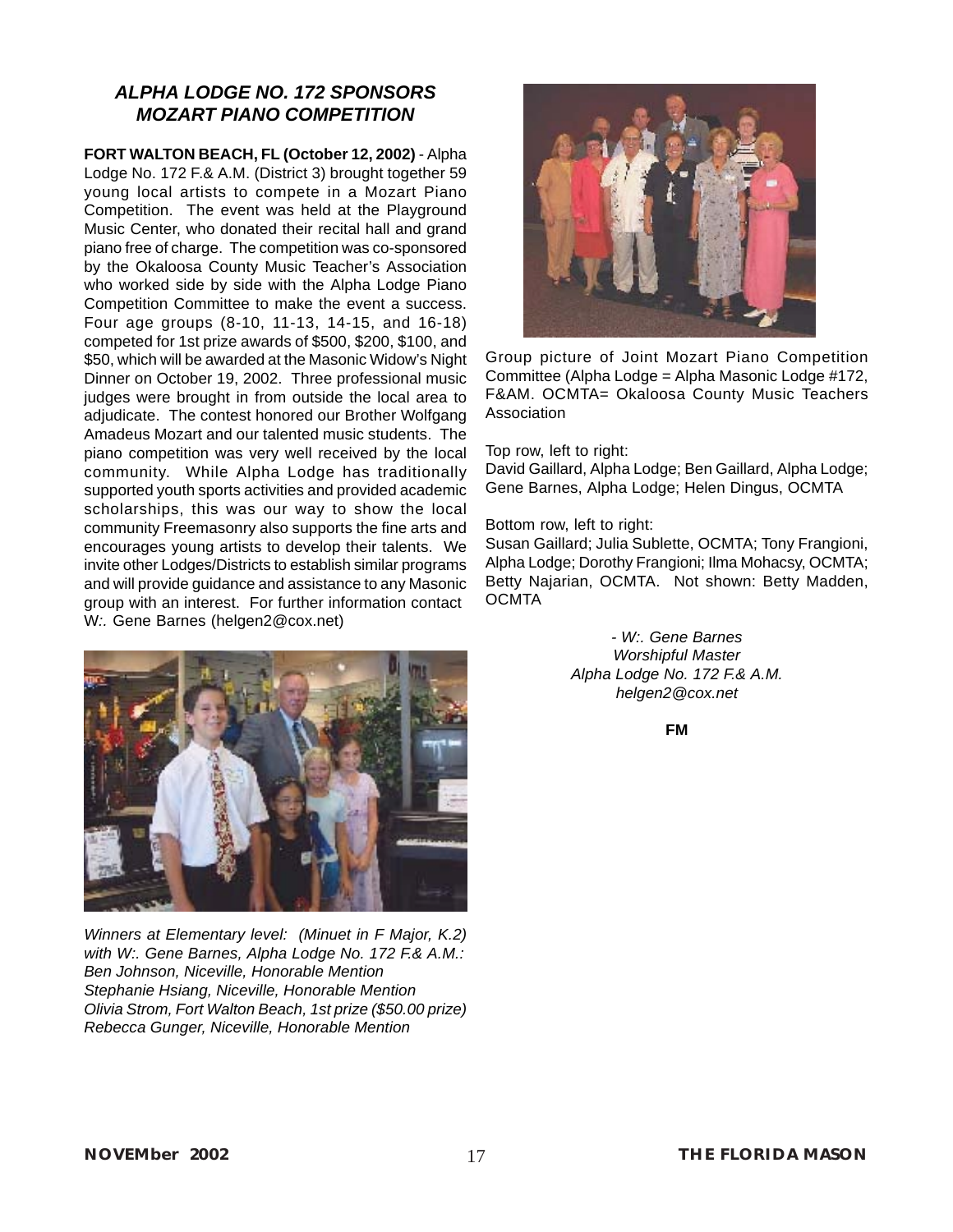## *ALPHA LODGE NO. 172 SPONSORS MOZART PIANO COMPETITION*

**FORT WALTON BEACH, FL (October 12, 2002)** - Alpha Lodge No. 172 F.& A.M. (District 3) brought together 59 young local artists to compete in a Mozart Piano Competition. The event was held at the Playground Music Center, who donated their recital hall and grand piano free of charge. The competition was co-sponsored by the Okaloosa County Music Teacher's Association who worked side by side with the Alpha Lodge Piano Competition Committee to make the event a success. Four age groups (8-10, 11-13, 14-15, and 16-18) competed for 1st prize awards of $500, $200, $100, and $50, which will be awarded at the Masonic Widow's Night Dinner on October 19, 2002. Three professional music judges were brought in from outside the local area to adjudicate. The contest honored our Brother Wolfgang Amadeus Mozart and our talented music students. The piano competition was very well received by the local community. While Alpha Lodge has traditionally supported youth sports activities and provided academic scholarships, this was our way to show the local community Freemasonry also supports the fine arts and encourages young artists to develop their talents. We invite other Lodges/Districts to establish similar programs and will provide guidance and assistance to any Masonic group with an interest. For further information contact W:. Gene Barnes (helgen2@cox.net)

*Winners at Elementary level: (Minuet in F Major, K.2) with W:. Gene Barnes, Alpha Lodge No. 172 F.& A.M.:*
*Ben Johnson, Niceville, Honorable Mention*
*Stephanie Hsiang, Niceville, Honorable Mention*
*Olivia Strom, Fort Walton Beach, 1st prize ($50.00 prize)*
*Rebecca Gunger, Niceville, Honorable Mention*

Group picture of Joint Mozart Piano Competition Committee (Alpha Lodge = Alpha Masonic Lodge #172, F&AM. OCMTA= Okaloosa County Music Teachers Association

Top row, left to right:
David Gaillard, Alpha Lodge; Ben Gaillard, Alpha Lodge; Gene Barnes, Alpha Lodge; Helen Dingus, OCMTA

Bottom row, left to right:
Susan Gaillard; Julia Sublette, OCMTA; Tony Frangioni, Alpha Lodge; Dorothy Frangioni; Ilma Mohacsy, OCMTA; Betty Najarian, OCMTA. Not shown: Betty Madden, OCMTA

*- W:. Gene Barnes*
*Worshipful Master*
*Alpha Lodge No. 172 F.& A.M.*
*helgen2@cox.net*

**FM**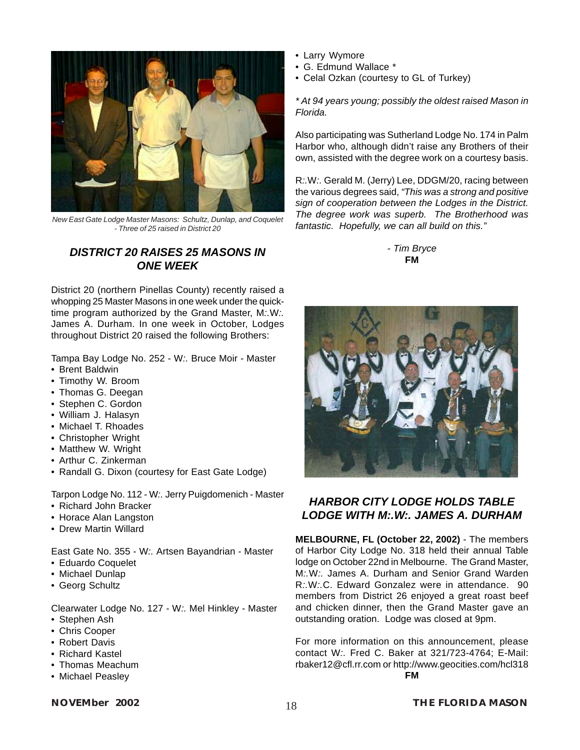New East Gate Lodge Master Masons: Schultz, Dunlap, and Coquelet - Three of 25 raised in District 20

## *DISTRICT 20 RAISES 25 MASONS IN ONE WEEK*

District 20 (northern Pinellas County) recently raised a whopping 25 Master Masons in one week under the quick-time program authorized by the Grand Master, M:.W:. James A. Durham. In one week in October, Lodges throughout District 20 raised the following Brothers:

Tampa Bay Lodge No. 252 - W:. Bruce Moir - Master
- Brent Baldwin
- Timothy W. Broom
- Thomas G. Deegan
- Stephen C. Gordon
- William J. Halasyn
- Michael T. Rhoades
- Christopher Wright
- Matthew W. Wright
- Arthur C. Zinkerman
- Randall G. Dixon (courtesy for East Gate Lodge)

Tarpon Lodge No. 112 - W:. Jerry Puigdomenich - Master
- Richard John Bracker
- Horace Alan Langston
- Drew Martin Willard

East Gate No. 355 - W:. Artsen Bayandrian - Master
- Eduardo Coquelet
- Michael Dunlap
- Georg Schultz

Clearwater Lodge No. 127 - W:. Mel Hinkley - Master
- Stephen Ash
- Chris Cooper
- Robert Davis
- Richard Kastel
- Thomas Meachum
- Michael Peasley
- Larry Wymore
- G. Edmund Wallace *
- Celal Ozkan (courtesy to GL of Turkey)

*\* At 94 years young; possibly the oldest raised Mason in Florida.*

Also participating was Sutherland Lodge No. 174 in Palm Harbor who, although didn't raise any Brothers of their own, assisted with the degree work on a courtesy basis.

R:.W:. Gerald M. (Jerry) Lee, DDGM/20, racing between the various degrees said, *"This was a strong and positive sign of cooperation between the Lodges in the District. The degree work was superb. The Brotherhood was fantastic. Hopefully, we can all build on this."*

*- Tim Bryce*
**FM**

## *HARBOR CITY LODGE HOLDS TABLE LODGE WITH M:.W:. JAMES A. DURHAM*

**MELBOURNE, FL (October 22, 2002)** - The members of Harbor City Lodge No. 318 held their annual Table lodge on October 22nd in Melbourne. The Grand Master, M:.W:. James A. Durham and Senior Grand Warden R:.W:.C. Edward Gonzalez were in attendance. 90 members from District 26 enjoyed a great roast beef and chicken dinner, then the Grand Master gave an outstanding oration. Lodge was closed at 9pm.

For more information on this announcement, please contact W:. Fred C. Baker at 321/723-4764; E-Mail: rbaker12@cfl.rr.com or http://www.geocities.com/hcl318

**FM**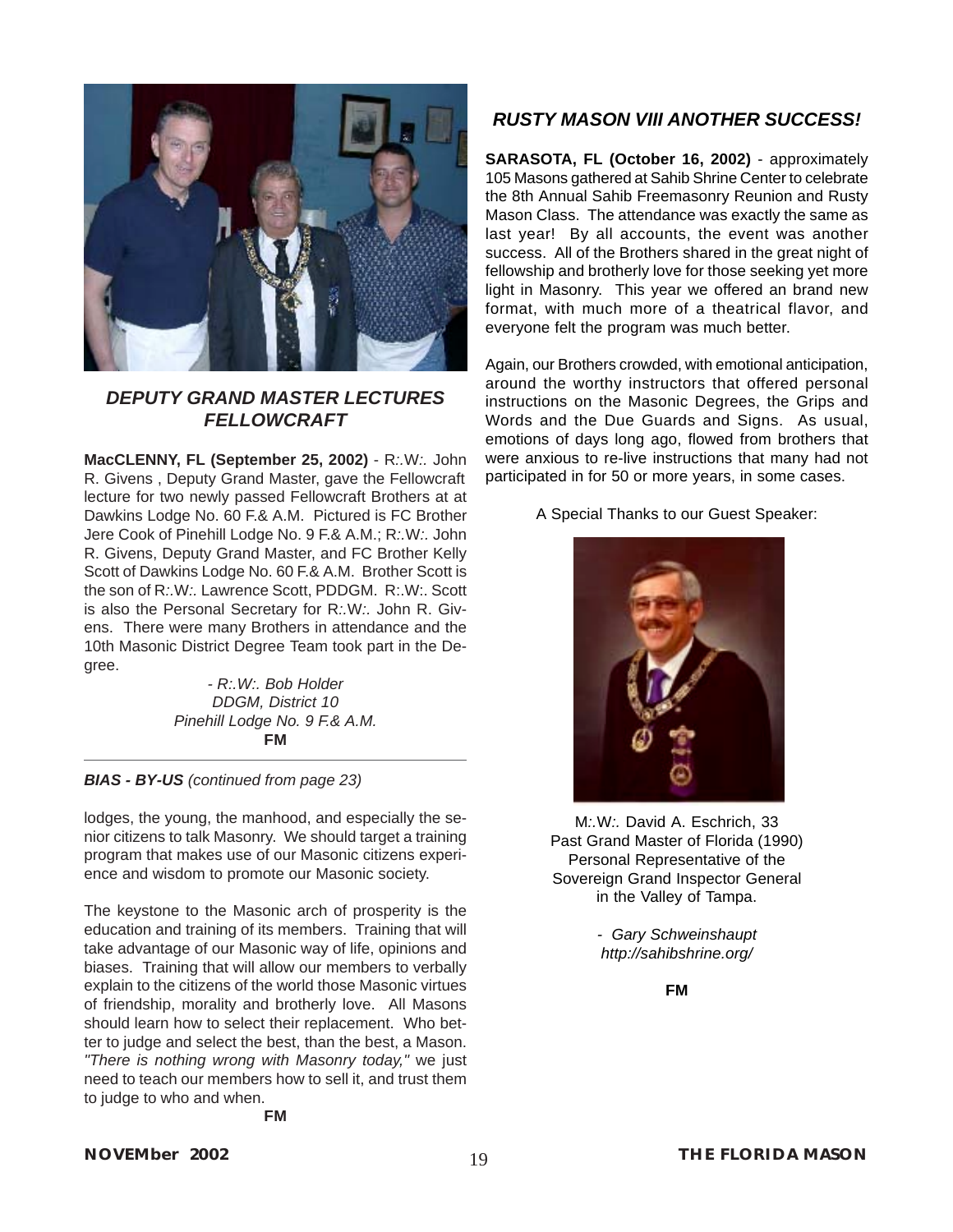### *DEPUTY GRAND MASTER LECTURES FELLOWCRAFT*

**MacCLENNY, FL (September 25, 2002)** - R:.W:. John R. Givens , Deputy Grand Master, gave the Fellowcraft lecture for two newly passed Fellowcraft Brothers at at Dawkins Lodge No. 60 F.& A.M. Pictured is FC Brother Jere Cook of Pinehill Lodge No. 9 F.& A.M.; R:.W:. John R. Givens, Deputy Grand Master, and FC Brother Kelly Scott of Dawkins Lodge No. 60 F.& A.M. Brother Scott is the son of R:.W:. Lawrence Scott, PDDGM. R:.W:. Scott is also the Personal Secretary for R:.W:. John R. Givens. There were many Brothers in attendance and the 10th Masonic District Degree Team took part in the Degree.

*- R:.W:. Bob Holder*
*DDGM, District 10*
*Pinehill Lodge No. 9 F.& A.M.*
**FM**

---

***BIAS - BY-US*** *(continued from page 23)*

lodges, the young, the manhood, and especially the senior citizens to talk Masonry. We should target a training program that makes use of our Masonic citizens experience and wisdom to promote our Masonic society.

The keystone to the Masonic arch of prosperity is the education and training of its members. Training that will take advantage of our Masonic way of life, opinions and biases. Training that will allow our members to verbally explain to the citizens of the world those Masonic virtues of friendship, morality and brotherly love. All Masons should learn how to select their replacement. Who better to judge and select the best, than the best, a Mason. *"There is nothing wrong with Masonry today,"* we just need to teach our members how to sell it, and trust them to judge to who and when.

**FM**

### *RUSTY MASON VIII ANOTHER SUCCESS!*

**SARASOTA, FL (October 16, 2002)** - approximately 105 Masons gathered at Sahib Shrine Center to celebrate the 8th Annual Sahib Freemasonry Reunion and Rusty Mason Class. The attendance was exactly the same as last year! By all accounts, the event was another success. All of the Brothers shared in the great night of fellowship and brotherly love for those seeking yet more light in Masonry. This year we offered an brand new format, with much more of a theatrical flavor, and everyone felt the program was much better.

Again, our Brothers crowded, with emotional anticipation, around the worthy instructors that offered personal instructions on the Masonic Degrees, the Grips and Words and the Due Guards and Signs. As usual, emotions of days long ago, flowed from brothers that were anxious to re-live instructions that many had not participated in for 50 or more years, in some cases.

A Special Thanks to our Guest Speaker:

M:.W:. David A. Eschrich, 33
Past Grand Master of Florida (1990)
Personal Representative of the
Sovereign Grand Inspector General
in the Valley of Tampa.

*- Gary Schweinshaupt*
*http://sahibshrine.org/*

**FM**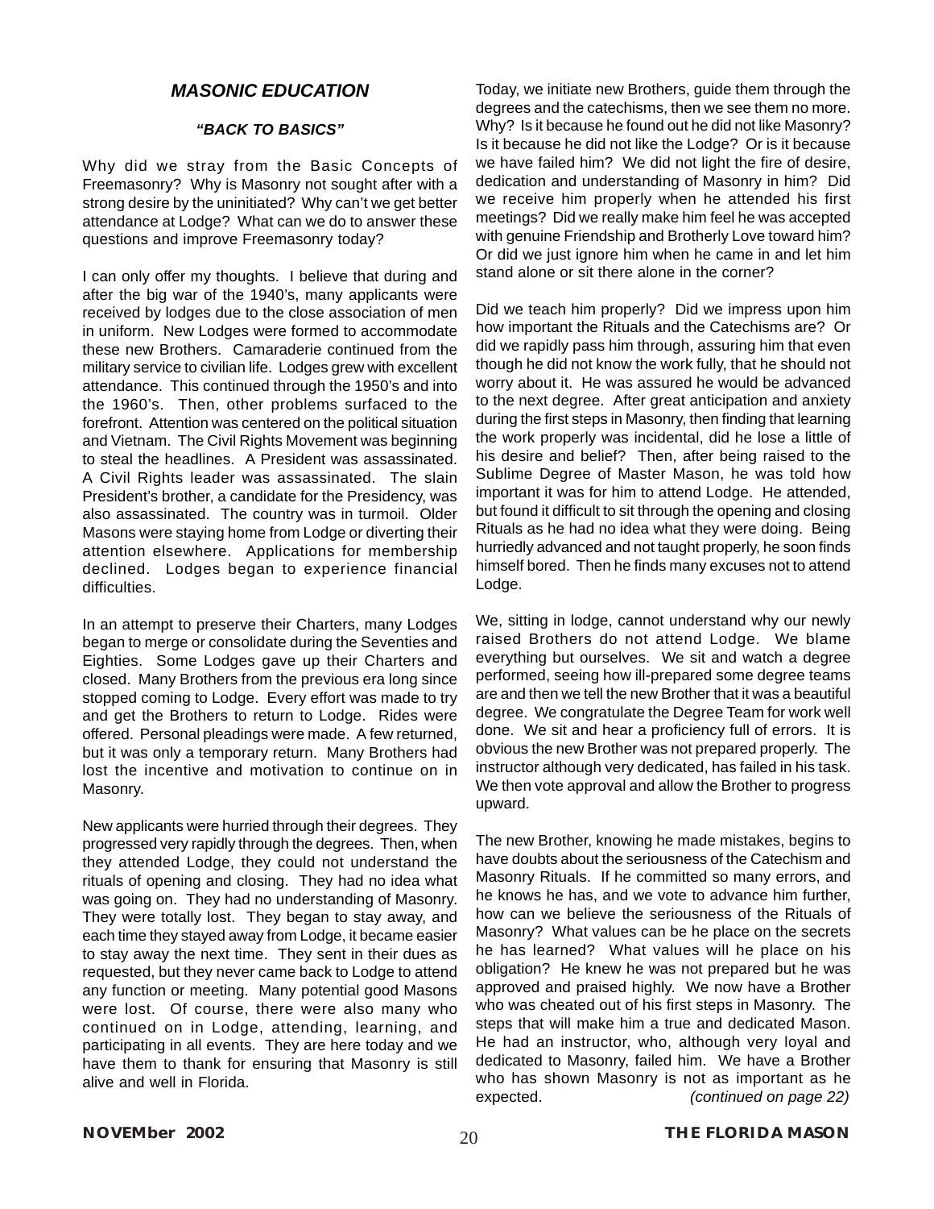## *MASONIC EDUCATION*

### *"BACK TO BASICS"*

Why did we stray from the Basic Concepts of Freemasonry? Why is Masonry not sought after with a strong desire by the uninitiated? Why can't we get better attendance at Lodge? What can we do to answer these questions and improve Freemasonry today?

I can only offer my thoughts. I believe that during and after the big war of the 1940's, many applicants were received by lodges due to the close association of men in uniform. New Lodges were formed to accommodate these new Brothers. Camaraderie continued from the military service to civilian life. Lodges grew with excellent attendance. This continued through the 1950's and into the 1960's. Then, other problems surfaced to the forefront. Attention was centered on the political situation and Vietnam. The Civil Rights Movement was beginning to steal the headlines. A President was assassinated. A Civil Rights leader was assassinated. The slain President's brother, a candidate for the Presidency, was also assassinated. The country was in turmoil. Older Masons were staying home from Lodge or diverting their attention elsewhere. Applications for membership declined. Lodges began to experience financial difficulties.

In an attempt to preserve their Charters, many Lodges began to merge or consolidate during the Seventies and Eighties. Some Lodges gave up their Charters and closed. Many Brothers from the previous era long since stopped coming to Lodge. Every effort was made to try and get the Brothers to return to Lodge. Rides were offered. Personal pleadings were made. A few returned, but it was only a temporary return. Many Brothers had lost the incentive and motivation to continue on in Masonry.

New applicants were hurried through their degrees. They progressed very rapidly through the degrees. Then, when they attended Lodge, they could not understand the rituals of opening and closing. They had no idea what was going on. They had no understanding of Masonry. They were totally lost. They began to stay away, and each time they stayed away from Lodge, it became easier to stay away the next time. They sent in their dues as requested, but they never came back to Lodge to attend any function or meeting. Many potential good Masons were lost. Of course, there were also many who continued on in Lodge, attending, learning, and participating in all events. They are here today and we have them to thank for ensuring that Masonry is still alive and well in Florida.

Today, we initiate new Brothers, guide them through the degrees and the catechisms, then we see them no more. Why? Is it because he found out he did not like Masonry? Is it because he did not like the Lodge? Or is it because we have failed him? We did not light the fire of desire, dedication and understanding of Masonry in him? Did we receive him properly when he attended his first meetings? Did we really make him feel he was accepted with genuine Friendship and Brotherly Love toward him? Or did we just ignore him when he came in and let him stand alone or sit there alone in the corner?

Did we teach him properly? Did we impress upon him how important the Rituals and the Catechisms are? Or did we rapidly pass him through, assuring him that even though he did not know the work fully, that he should not worry about it. He was assured he would be advanced to the next degree. After great anticipation and anxiety during the first steps in Masonry, then finding that learning the work properly was incidental, did he lose a little of his desire and belief? Then, after being raised to the Sublime Degree of Master Mason, he was told how important it was for him to attend Lodge. He attended, but found it difficult to sit through the opening and closing Rituals as he had no idea what they were doing. Being hurriedly advanced and not taught properly, he soon finds himself bored. Then he finds many excuses not to attend Lodge.

We, sitting in lodge, cannot understand why our newly raised Brothers do not attend Lodge. We blame everything but ourselves. We sit and watch a degree performed, seeing how ill-prepared some degree teams are and then we tell the new Brother that it was a beautiful degree. We congratulate the Degree Team for work well done. We sit and hear a proficiency full of errors. It is obvious the new Brother was not prepared properly. The instructor although very dedicated, has failed in his task. We then vote approval and allow the Brother to progress upward.

The new Brother, knowing he made mistakes, begins to have doubts about the seriousness of the Catechism and Masonry Rituals. If he committed so many errors, and he knows he has, and we vote to advance him further, how can we believe the seriousness of the Rituals of Masonry? What values can be he place on the secrets he has learned? What values will he place on his obligation? He knew he was not prepared but he was approved and praised highly. We now have a Brother who was cheated out of his first steps in Masonry. The steps that will make him a true and dedicated Mason. He had an instructor, who, although very loyal and dedicated to Masonry, failed him. We have a Brother who has shown Masonry is not as important as he expected. *(continued on page 22)*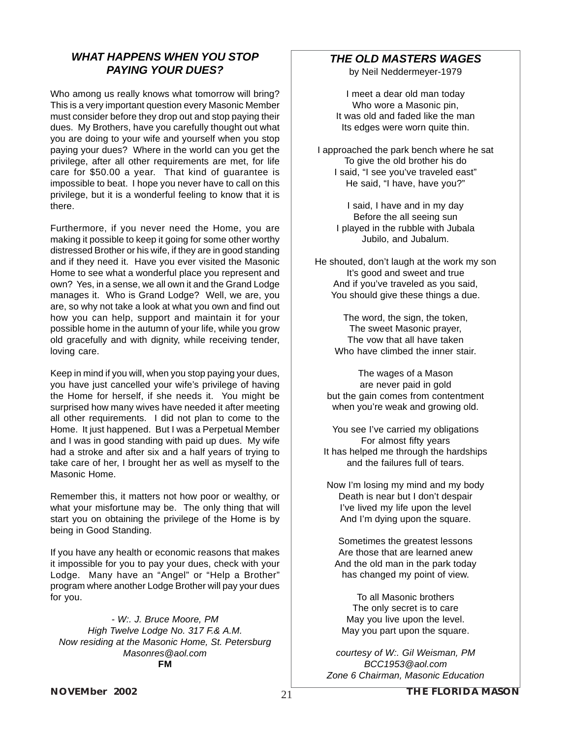## *WHAT HAPPENS WHEN YOU STOP PAYING YOUR DUES?*

Who among us really knows what tomorrow will bring? This is a very important question every Masonic Member must consider before they drop out and stop paying their dues. My Brothers, have you carefully thought out what you are doing to your wife and yourself when you stop paying your dues? Where in the world can you get the privilege, after all other requirements are met, for life care for $50.00 a year. That kind of guarantee is impossible to beat. I hope you never have to call on this privilege, but it is a wonderful feeling to know that it is there.

Furthermore, if you never need the Home, you are making it possible to keep it going for some other worthy distressed Brother or his wife, if they are in good standing and if they need it. Have you ever visited the Masonic Home to see what a wonderful place you represent and own? Yes, in a sense, we all own it and the Grand Lodge manages it. Who is Grand Lodge? Well, we are, you are, so why not take a look at what you own and find out how you can help, support and maintain it for your possible home in the autumn of your life, while you grow old gracefully and with dignity, while receiving tender, loving care.

Keep in mind if you will, when you stop paying your dues, you have just cancelled your wife's privilege of having the Home for herself, if she needs it. You might be surprised how many wives have needed it after meeting all other requirements. I did not plan to come to the Home. It just happened. But I was a Perpetual Member and I was in good standing with paid up dues. My wife had a stroke and after six and a half years of trying to take care of her, I brought her as well as myself to the Masonic Home.

Remember this, it matters not how poor or wealthy, or what your misfortune may be. The only thing that will start you on obtaining the privilege of the Home is by being in Good Standing.

If you have any health or economic reasons that makes it impossible for you to pay your dues, check with your Lodge. Many have an "Angel" or "Help a Brother" program where another Lodge Brother will pay your dues for you.

*- W:. J. Bruce Moore, PM*
*High Twelve Lodge No. 317 F.& A.M.*
*Now residing at the Masonic Home, St. Petersburg*
*Masonres@aol.com*
**FM**

## *THE OLD MASTERS WAGES*

by Neil Neddermeyer-1979

I meet a dear old man today
Who wore a Masonic pin,
It was old and faded like the man
Its edges were worn quite thin.

I approached the park bench where he sat
To give the old brother his do
I said, "I see you've traveled east"
He said, "I have, have you?"

I said, I have and in my day
Before the all seeing sun
I played in the rubble with Jubala
Jubilo, and Jubalum.

He shouted, don't laugh at the work my son
It's good and sweet and true
And if you've traveled as you said,
You should give these things a due.

The word, the sign, the token,
The sweet Masonic prayer,
The vow that all have taken
Who have climbed the inner stair.

The wages of a Mason
are never paid in gold
but the gain comes from contentment
when you're weak and growing old.

You see I've carried my obligations
For almost fifty years
It has helped me through the hardships
and the failures full of tears.

Now I'm losing my mind and my body
Death is near but I don't despair
I've lived my life upon the level
And I'm dying upon the square.

Sometimes the greatest lessons
Are those that are learned anew
And the old man in the park today
has changed my point of view.

To all Masonic brothers
The only secret is to care
May you live upon the level.
May you part upon the square.

*courtesy of W:. Gil Weisman, PM*
*BCC1953@aol.com*
*Zone 6 Chairman, Masonic Education*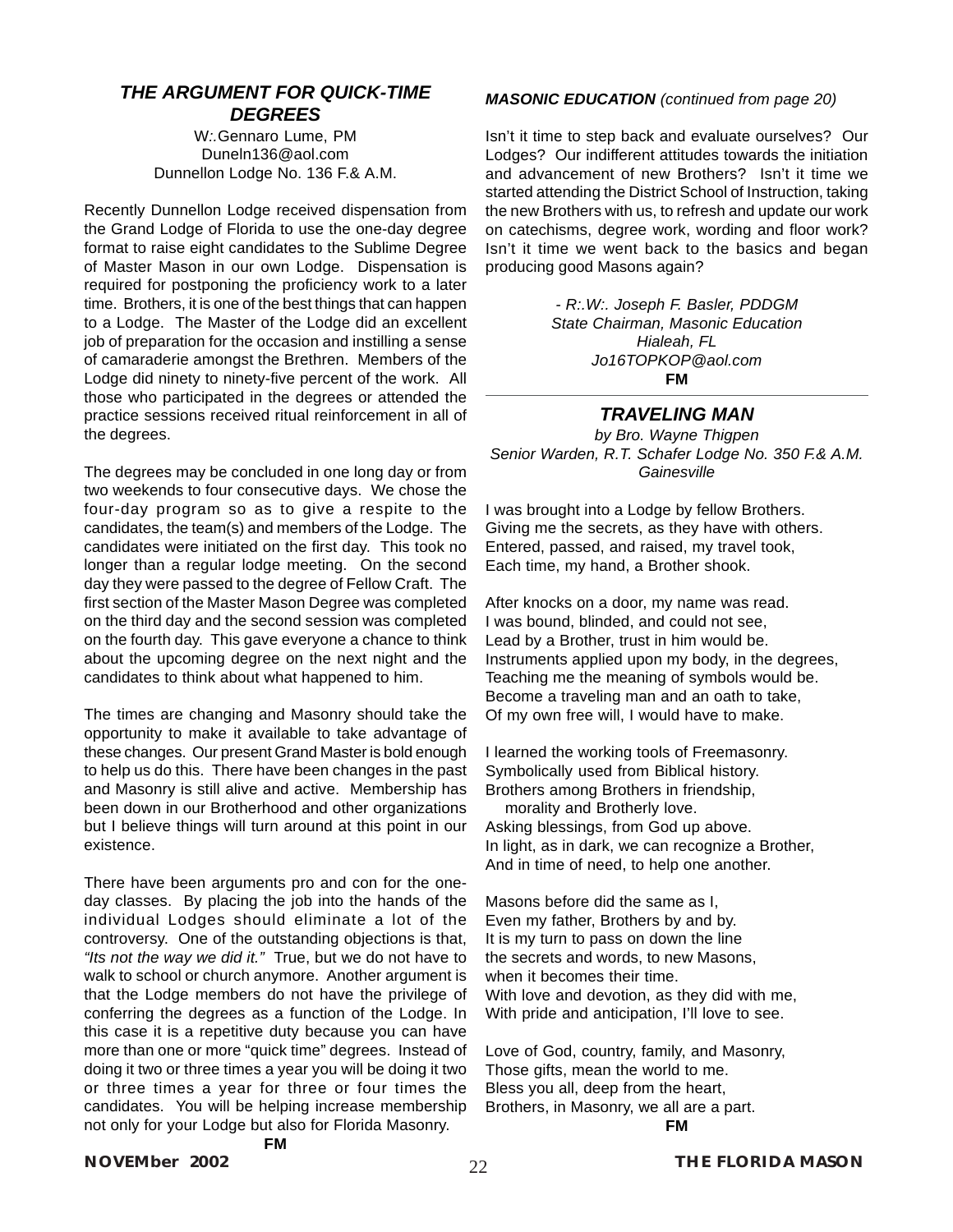## *THE ARGUMENT FOR QUICK-TIME DEGREES*

W:.Gennaro Lume, PM
Duneln136@aol.com
Dunnellon Lodge No. 136 F.& A.M.

Recently Dunnellon Lodge received dispensation from the Grand Lodge of Florida to use the one-day degree format to raise eight candidates to the Sublime Degree of Master Mason in our own Lodge. Dispensation is required for postponing the proficiency work to a later time. Brothers, it is one of the best things that can happen to a Lodge. The Master of the Lodge did an excellent job of preparation for the occasion and instilling a sense of camaraderie amongst the Brethren. Members of the Lodge did ninety to ninety-five percent of the work. All those who participated in the degrees or attended the practice sessions received ritual reinforcement in all of the degrees.

The degrees may be concluded in one long day or from two weekends to four consecutive days. We chose the four-day program so as to give a respite to the candidates, the team(s) and members of the Lodge. The candidates were initiated on the first day. This took no longer than a regular lodge meeting. On the second day they were passed to the degree of Fellow Craft. The first section of the Master Mason Degree was completed on the third day and the second session was completed on the fourth day. This gave everyone a chance to think about the upcoming degree on the next night and the candidates to think about what happened to him.

The times are changing and Masonry should take the opportunity to make it available to take advantage of these changes. Our present Grand Master is bold enough to help us do this. There have been changes in the past and Masonry is still alive and active. Membership has been down in our Brotherhood and other organizations but I believe things will turn around at this point in our existence.

There have been arguments pro and con for the one-day classes. By placing the job into the hands of the individual Lodges should eliminate a lot of the controversy. One of the outstanding objections is that, *"Its not the way we did it."* True, but we do not have to walk to school or church anymore. Another argument is that the Lodge members do not have the privilege of conferring the degrees as a function of the Lodge. In this case it is a repetitive duty because you can have more than one or more "quick time" degrees. Instead of doing it two or three times a year you will be doing it two or three times a year for three or four times the candidates. You will be helping increase membership not only for your Lodge but also for Florida Masonry.

**FM**

***MASONIC EDUCATION*** *(continued from page 20)*

Isn't it time to step back and evaluate ourselves? Our Lodges? Our indifferent attitudes towards the initiation and advancement of new Brothers? Isn't it time we started attending the District School of Instruction, taking the new Brothers with us, to refresh and update our work on catechisms, degree work, wording and floor work? Isn't it time we went back to the basics and began producing good Masons again?

*- R:.W:. Joseph F. Basler, PDDGM*
*State Chairman, Masonic Education*
*Hialeah, FL*
*Jo16TOPKOP@aol.com*
**FM**

---

## *TRAVELING MAN*

*by Bro. Wayne Thigpen*
*Senior Warden, R.T. Schafer Lodge No. 350 F.& A.M. Gainesville*

I was brought into a Lodge by fellow Brothers.
Giving me the secrets, as they have with others.
Entered, passed, and raised, my travel took,
Each time, my hand, a Brother shook.

After knocks on a door, my name was read.
I was bound, blinded, and could not see,
Lead by a Brother, trust in him would be.
Instruments applied upon my body, in the degrees,
Teaching me the meaning of symbols would be.
Become a traveling man and an oath to take,
Of my own free will, I would have to make.

I learned the working tools of Freemasonry.
Symbolically used from Biblical history.
Brothers among Brothers in friendship,
morality and Brotherly love.
Asking blessings, from God up above.
In light, as in dark, we can recognize a Brother,
And in time of need, to help one another.

Masons before did the same as I,
Even my father, Brothers by and by.
It is my turn to pass on down the line
the secrets and words, to new Masons,
when it becomes their time.
With love and devotion, as they did with me,
With pride and anticipation, I'll love to see.

Love of God, country, family, and Masonry,
Those gifts, mean the world to me.
Bless you all, deep from the heart,
Brothers, in Masonry, we all are a part.

**FM**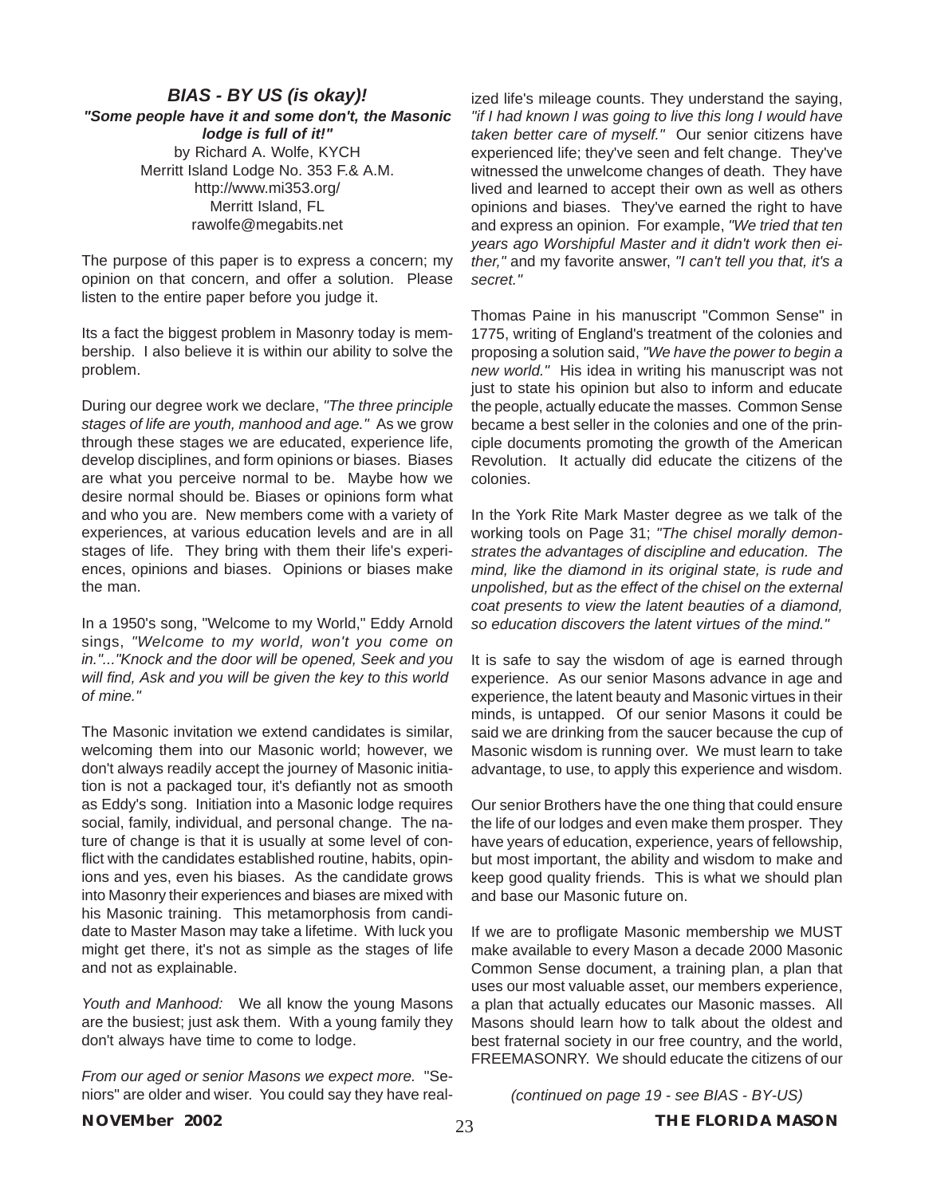## *BIAS - BY US (is okay)!*

***"Some people have it and some don't, the Masonic lodge is full of it!"***

by Richard A. Wolfe, KYCH
Merritt Island Lodge No. 353 F.& A.M.
http://www.mi353.org/
Merritt Island, FL
rawolfe@megabits.net

The purpose of this paper is to express a concern; my opinion on that concern, and offer a solution. Please listen to the entire paper before you judge it.

Its a fact the biggest problem in Masonry today is membership. I also believe it is within our ability to solve the problem.

During our degree work we declare, *"The three principle stages of life are youth, manhood and age."* As we grow through these stages we are educated, experience life, develop disciplines, and form opinions or biases. Biases are what you perceive normal to be. Maybe how we desire normal should be. Biases or opinions form what and who you are. New members come with a variety of experiences, at various education levels and are in all stages of life. They bring with them their life's experiences, opinions and biases. Opinions or biases make the man.

In a 1950's song, "Welcome to my World," Eddy Arnold sings, *"Welcome to my world, won't you come on in."..."Knock and the door will be opened, Seek and you will find, Ask and you will be given the key to this world of mine."*

The Masonic invitation we extend candidates is similar, welcoming them into our Masonic world; however, we don't always readily accept the journey of Masonic initiation is not a packaged tour, it's defiantly not as smooth as Eddy's song. Initiation into a Masonic lodge requires social, family, individual, and personal change. The nature of change is that it is usually at some level of conflict with the candidates established routine, habits, opinions and yes, even his biases. As the candidate grows into Masonry their experiences and biases are mixed with his Masonic training. This metamorphosis from candidate to Master Mason may take a lifetime. With luck you might get there, it's not as simple as the stages of life and not as explainable.

*Youth and Manhood:* We all know the young Masons are the busiest; just ask them. With a young family they don't always have time to come to lodge.

*From our aged or senior Masons we expect more.* "Seniors" are older and wiser. You could say they have realized life's mileage counts. They understand the saying, *"if I had known I was going to live this long I would have taken better care of myself."* Our senior citizens have experienced life; they've seen and felt change. They've witnessed the unwelcome changes of death. They have lived and learned to accept their own as well as others opinions and biases. They've earned the right to have and express an opinion. For example, *"We tried that ten years ago Worshipful Master and it didn't work then either,"* and my favorite answer, *"I can't tell you that, it's a secret."*

Thomas Paine in his manuscript "Common Sense" in 1775, writing of England's treatment of the colonies and proposing a solution said, *"We have the power to begin a new world."* His idea in writing his manuscript was not just to state his opinion but also to inform and educate the people, actually educate the masses. Common Sense became a best seller in the colonies and one of the principle documents promoting the growth of the American Revolution. It actually did educate the citizens of the colonies.

In the York Rite Mark Master degree as we talk of the working tools on Page 31; *"The chisel morally demonstrates the advantages of discipline and education. The mind, like the diamond in its original state, is rude and unpolished, but as the effect of the chisel on the external coat presents to view the latent beauties of a diamond, so education discovers the latent virtues of the mind."*

It is safe to say the wisdom of age is earned through experience. As our senior Masons advance in age and experience, the latent beauty and Masonic virtues in their minds, is untapped. Of our senior Masons it could be said we are drinking from the saucer because the cup of Masonic wisdom is running over. We must learn to take advantage, to use, to apply this experience and wisdom.

Our senior Brothers have the one thing that could ensure the life of our lodges and even make them prosper. They have years of education, experience, years of fellowship, but most important, the ability and wisdom to make and keep good quality friends. This is what we should plan and base our Masonic future on.

If we are to profligate Masonic membership we MUST make available to every Mason a decade 2000 Masonic Common Sense document, a training plan, a plan that uses our most valuable asset, our members experience, a plan that actually educates our Masonic masses. All Masons should learn how to talk about the oldest and best fraternal society in our free country, and the world, FREEMASONRY. We should educate the citizens of our

*(continued on page 19 - see BIAS - BY-US)*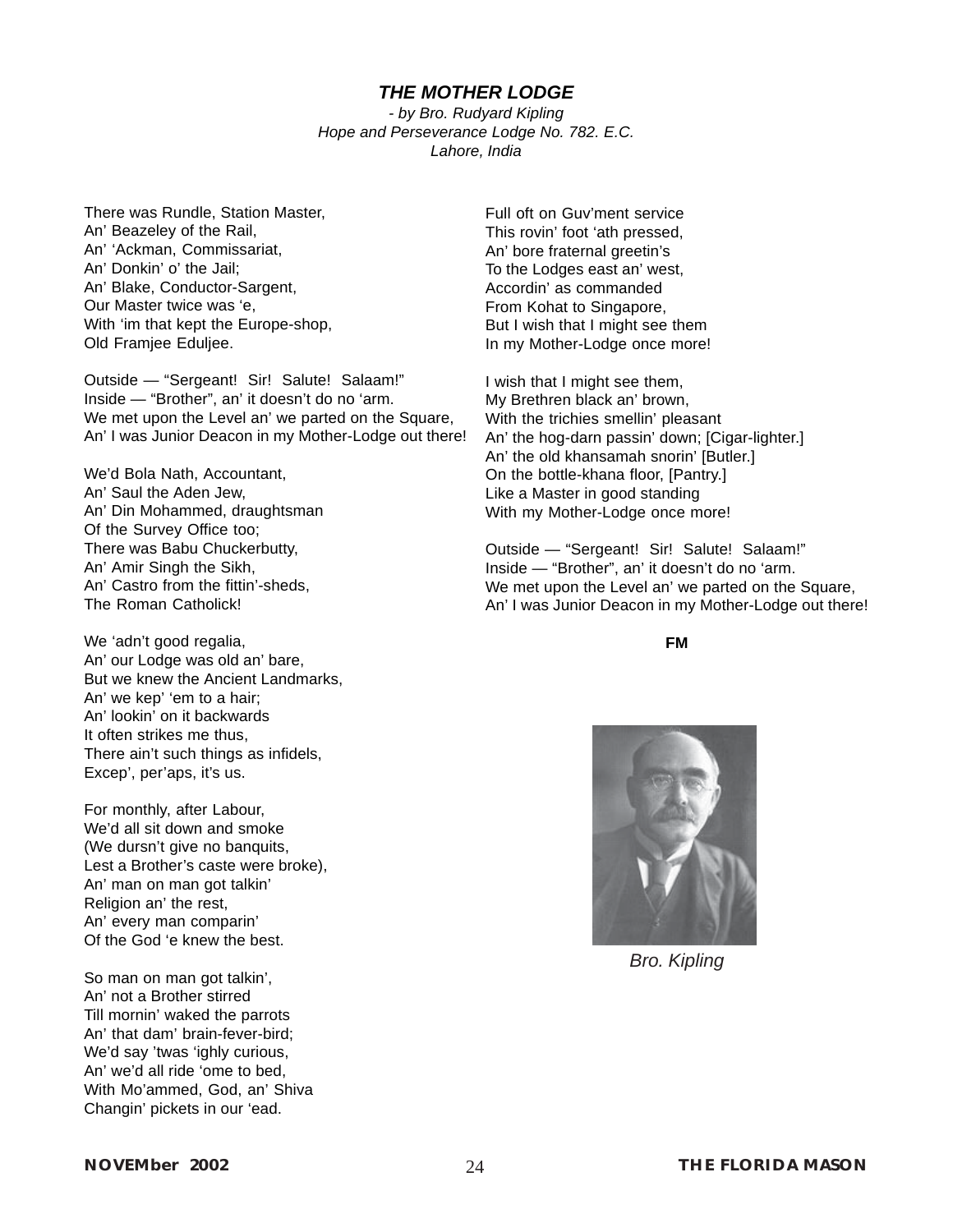## *THE MOTHER LODGE*

*- by Bro. Rudyard Kipling*
*Hope and Perseverance Lodge No. 782. E.C.*
*Lahore, India*

There was Rundle, Station Master,
An' Beazeley of the Rail,
An' 'Ackman, Commissariat,
An' Donkin' o' the Jail;
An' Blake, Conductor-Sargent,
Our Master twice was 'e,
With 'im that kept the Europe-shop,
Old Framjee Eduljee.

Outside — "Sergeant! Sir! Salute! Salaam!"
Inside — "Brother", an' it doesn't do no 'arm.
We met upon the Level an' we parted on the Square,
An' I was Junior Deacon in my Mother-Lodge out there!

We'd Bola Nath, Accountant,
An' Saul the Aden Jew,
An' Din Mohammed, draughtsman
Of the Survey Office too;
There was Babu Chuckerbutty,
An' Amir Singh the Sikh,
An' Castro from the fittin'-sheds,
The Roman Catholick!

We 'adn't good regalia,
An' our Lodge was old an' bare,
But we knew the Ancient Landmarks,
An' we kep' 'em to a hair;
An' lookin' on it backwards
It often strikes me thus,
There ain't such things as infidels,
Excep', per'aps, it's us.

For monthly, after Labour,
We'd all sit down and smoke
(We dursn't give no banquits,
Lest a Brother's caste were broke),
An' man on man got talkin'
Religion an' the rest,
An' every man comparin'
Of the God 'e knew the best.

So man on man got talkin',
An' not a Brother stirred
Till mornin' waked the parrots
An' that dam' brain-fever-bird;
We'd say 'twas 'ighly curious,
An' we'd all ride 'ome to bed,
With Mo'ammed, God, an' Shiva
Changin' pickets in our 'ead.

Full oft on Guv'ment service
This rovin' foot 'ath pressed,
An' bore fraternal greetin's
To the Lodges east an' west,
Accordin' as commanded
From Kohat to Singapore,
But I wish that I might see them
In my Mother-Lodge once more!

I wish that I might see them,
My Brethren black an' brown,
With the trichies smellin' pleasant
An' the hog-darn passin' down; [Cigar-lighter.]
An' the old khansamah snorin' [Butler.]
On the bottle-khana floor, [Pantry.]
Like a Master in good standing
With my Mother-Lodge once more!

Outside — "Sergeant! Sir! Salute! Salaam!"
Inside — "Brother", an' it doesn't do no 'arm.
We met upon the Level an' we parted on the Square,
An' I was Junior Deacon in my Mother-Lodge out there!

**FM**

*Bro. Kipling*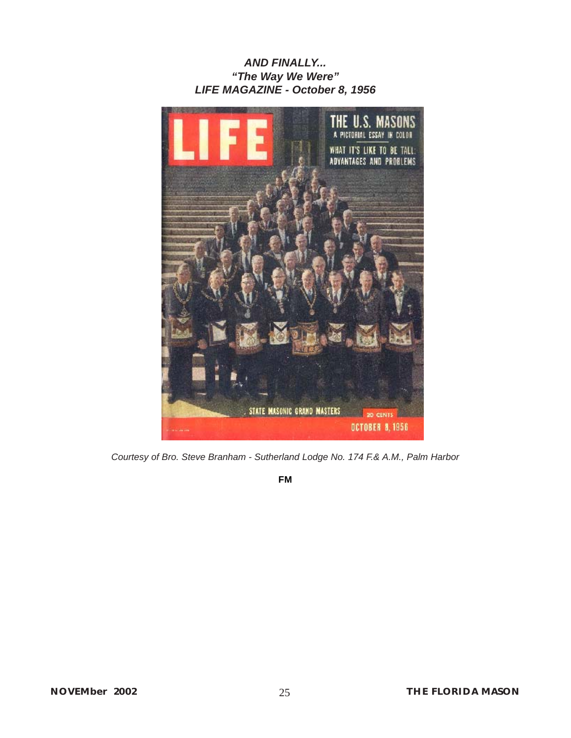***AND FINALLY...***
***"The Way We Were"***
***LIFE MAGAZINE - October 8, 1956***

*Courtesy of Bro. Steve Branham - Sutherland Lodge No. 174 F.& A.M., Palm Harbor*

**FM**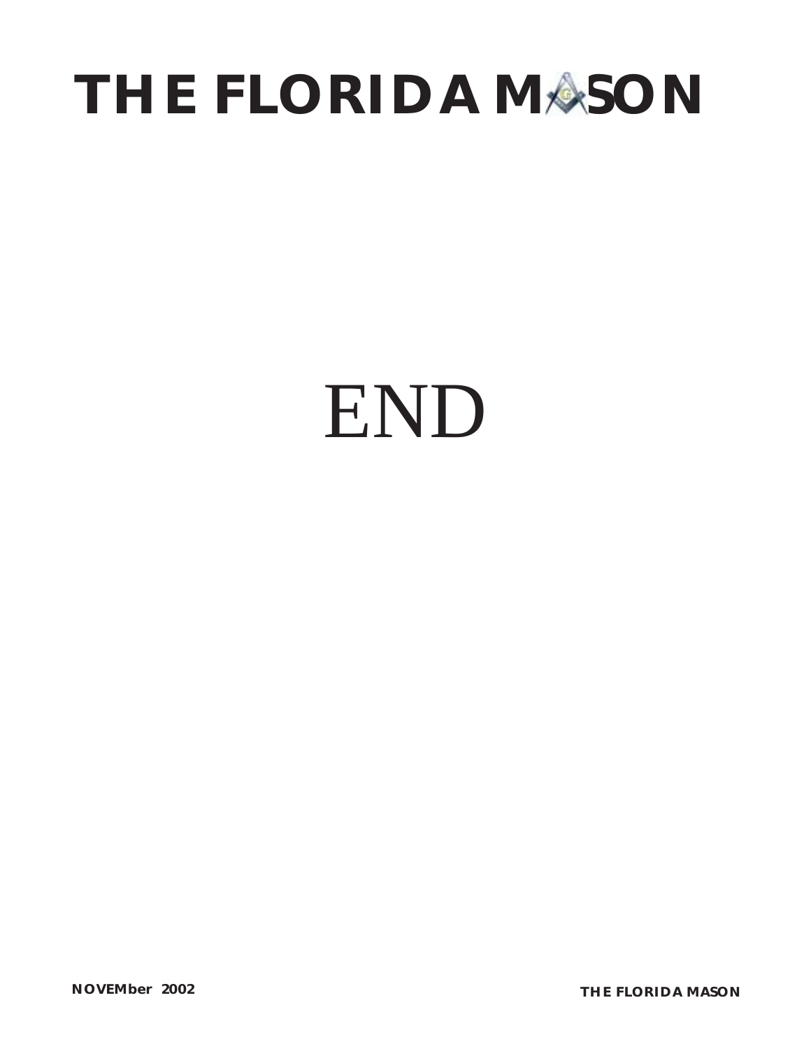END